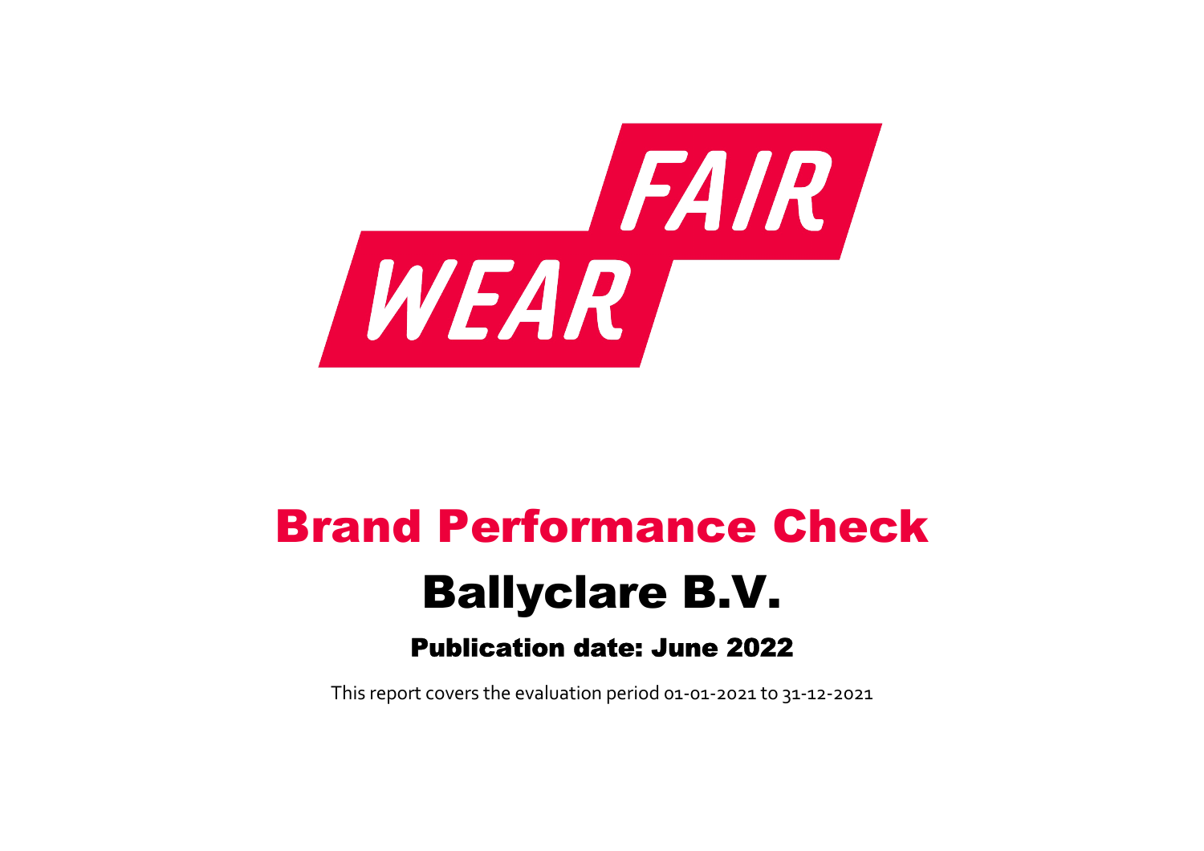FAIR WEAR

# Brand Performance Check

## Ballyclare B.V.

### Publication date: June 2022

This report covers the evaluation period 01-01-2021 to 31-12-2021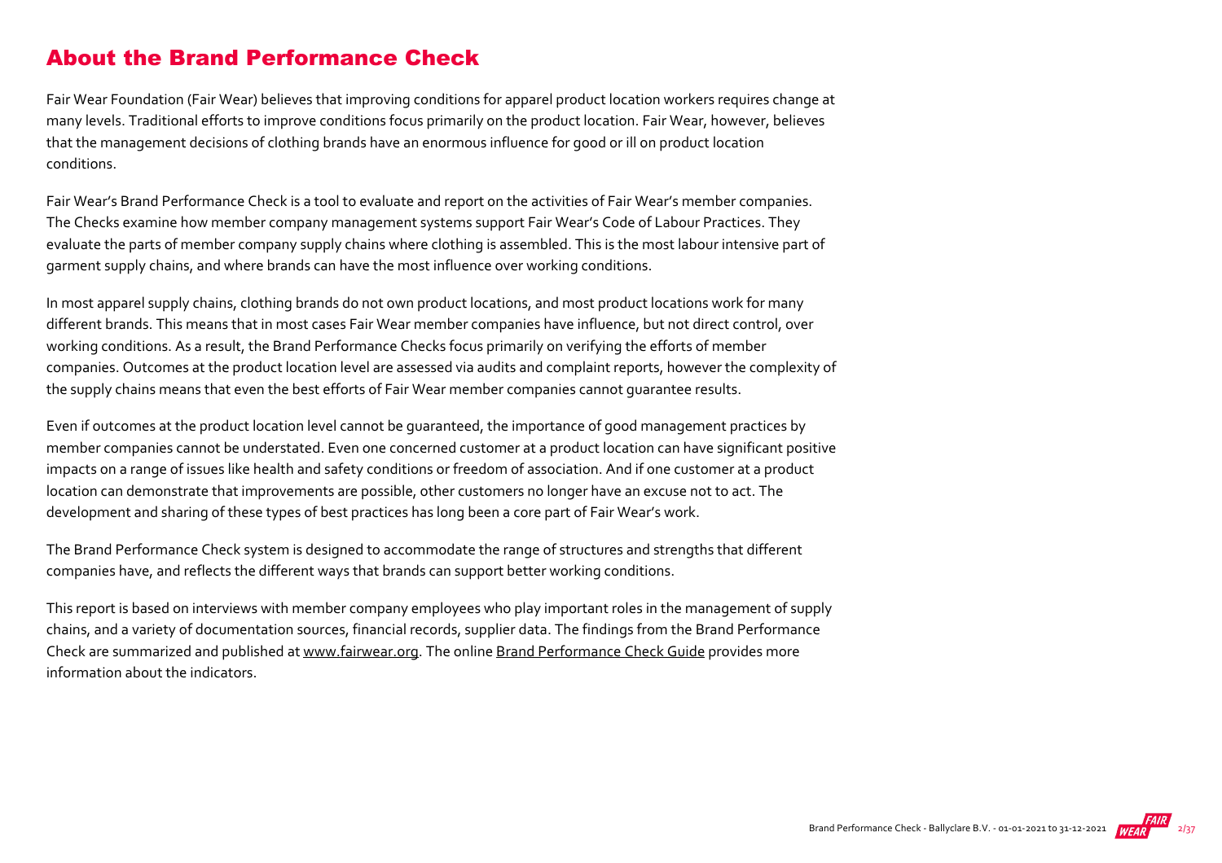## About the Brand Performance Check

Fair Wear Foundation (Fair Wear) believes that improving conditions for apparel product location workers requires change at many levels. Traditional efforts to improve conditions focus primarily on the product location. Fair Wear, however, believes that the management decisions of clothing brands have an enormous influence for good or ill on product location conditions.

Fair Wear's Brand Performance Check is a tool to evaluate and report on the activities of Fair Wear's member companies. The Checks examine how member company management systems support Fair Wear's Code of Labour Practices. They evaluate the parts of member company supply chains where clothing is assembled. This is the most labour intensive part of garment supply chains, and where brands can have the most influence over working conditions.

In most apparel supply chains, clothing brands do not own product locations, and most product locations work for many different brands. This means that in most cases Fair Wear member companies have influence, but not direct control, over working conditions. As a result, the Brand Performance Checks focus primarily on verifying the efforts of member companies. Outcomes at the product location level are assessed via audits and complaint reports, however the complexity of the supply chains means that even the best efforts of Fair Wear member companies cannot guarantee results.

Even if outcomes at the product location level cannot be guaranteed, the importance of good management practices by member companies cannot be understated. Even one concerned customer at a product location can have significant positive impacts on a range of issues like health and safety conditions or freedom of association. And if one customer at a product location can demonstrate that improvements are possible, other customers no longer have an excuse not to act. The development and sharing of these types of best practices has long been a core part of Fair Wear's work.

The Brand Performance Check system is designed to accommodate the range of structures and strengths that different companies have, and reflects the different ways that brands can support better working conditions.

This report is based on interviews with member company employees who play important roles in the management of supply chains, and a variety of documentation sources, financial records, supplier data. The findings from the Brand Performance Check are summarized and published at www.fairwear.org. The online Brand Performance Check Guide provides more information about the indicators.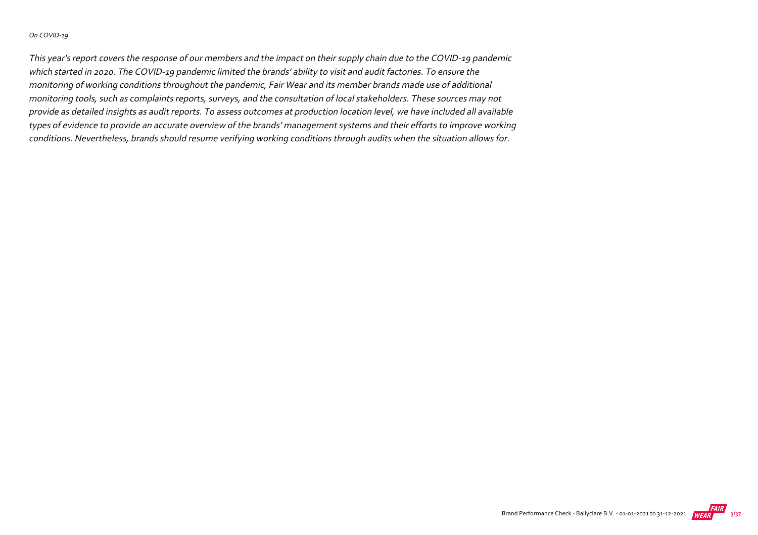*On COVID-19*

*This year's report covers the response of our members and the impact on their supply chain due to the COVID-19 pandemic which started in 2020. The COVID-19 pandemic limited the brands' ability to visit and audit factories. To ensure the monitoring of working conditions throughout the pandemic, Fair Wear and its member brands made use of additional monitoring tools, such as complaints reports, surveys, and the consultation of local stakeholders. These sources may not provide as detailed insights as audit reports. To assess outcomes at production location level, we have included all available types of evidence to provide an accurate overview of the brands' management systems and their efforts to improve working conditions. Nevertheless, brands should resume verifying working conditions through audits when the situation allows for.*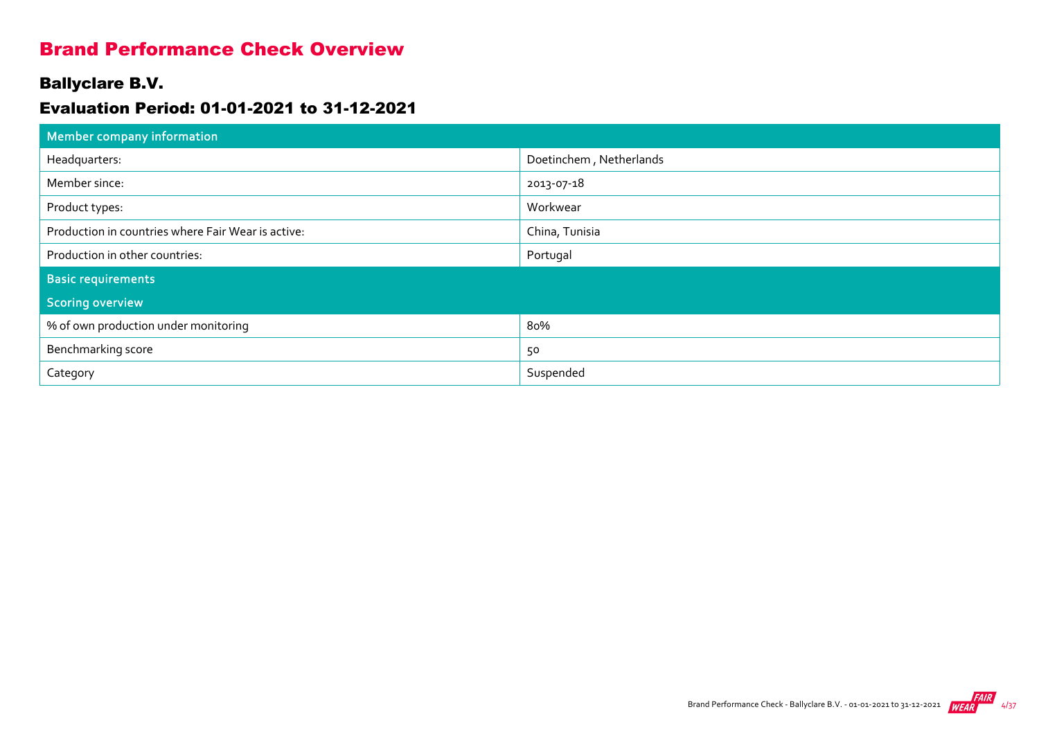# Brand Performance Check Overview

## Ballyclare B.V.

## Evaluation Period: 01-01-2021 to 31-12-2021

| Member company information | |
|---|---|
| Headquarters: | Doetinchem , Netherlands |
| Member since: | 2013-07-18 |
| Product types: | Workwear |
| Production in countries where Fair Wear is active: | China, Tunisia |
| Production in other countries: | Portugal |
| **Basic requirements** | |
| **Scoring overview** | |
| % of own production under monitoring | 80% |
| Benchmarking score | 50 |
| Category | Suspended |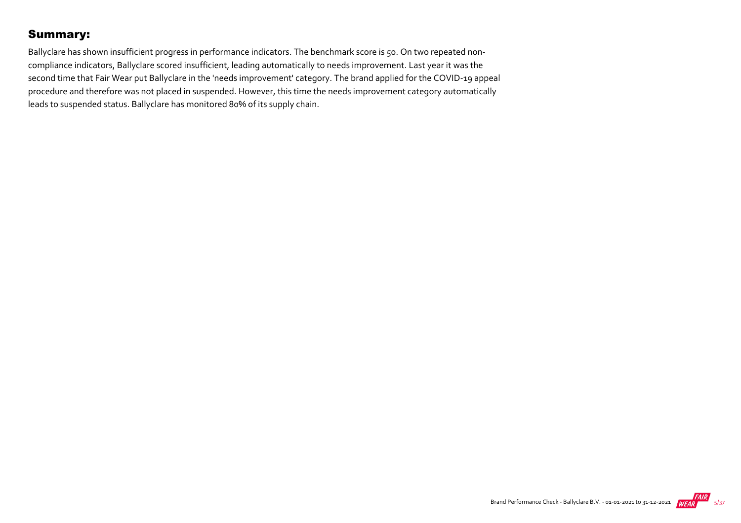## Summary:

Ballyclare has shown insufficient progress in performance indicators. The benchmark score is 50. On two repeated non-compliance indicators, Ballyclare scored insufficient, leading automatically to needs improvement. Last year it was the second time that Fair Wear put Ballyclare in the 'needs improvement' category. The brand applied for the COVID-19 appeal procedure and therefore was not placed in suspended. However, this time the needs improvement category automatically leads to suspended status. Ballyclare has monitored 80% of its supply chain.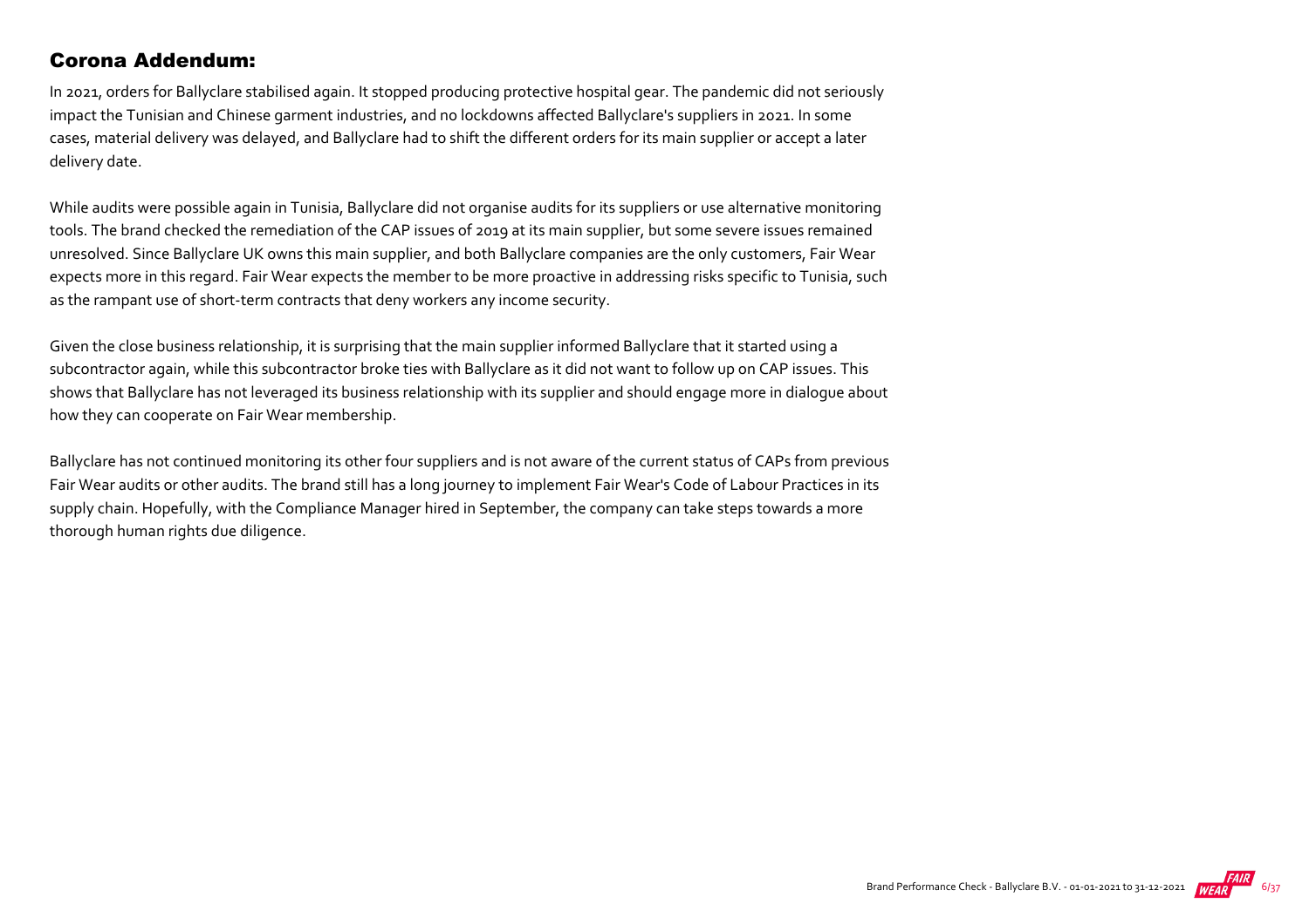## Corona Addendum:

In 2021, orders for Ballyclare stabilised again. It stopped producing protective hospital gear. The pandemic did not seriously impact the Tunisian and Chinese garment industries, and no lockdowns affected Ballyclare's suppliers in 2021. In some cases, material delivery was delayed, and Ballyclare had to shift the different orders for its main supplier or accept a later delivery date.

While audits were possible again in Tunisia, Ballyclare did not organise audits for its suppliers or use alternative monitoring tools. The brand checked the remediation of the CAP issues of 2019 at its main supplier, but some severe issues remained unresolved. Since Ballyclare UK owns this main supplier, and both Ballyclare companies are the only customers, Fair Wear expects more in this regard. Fair Wear expects the member to be more proactive in addressing risks specific to Tunisia, such as the rampant use of short-term contracts that deny workers any income security.

Given the close business relationship, it is surprising that the main supplier informed Ballyclare that it started using a subcontractor again, while this subcontractor broke ties with Ballyclare as it did not want to follow up on CAP issues. This shows that Ballyclare has not leveraged its business relationship with its supplier and should engage more in dialogue about how they can cooperate on Fair Wear membership.

Ballyclare has not continued monitoring its other four suppliers and is not aware of the current status of CAPs from previous Fair Wear audits or other audits. The brand still has a long journey to implement Fair Wear's Code of Labour Practices in its supply chain. Hopefully, with the Compliance Manager hired in September, the company can take steps towards a more thorough human rights due diligence.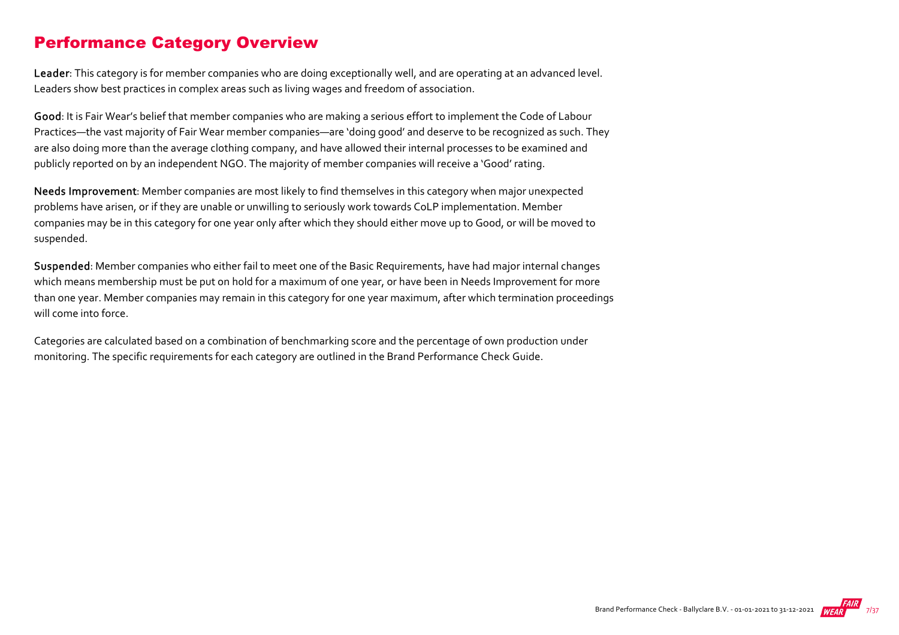## Performance Category Overview

**Leader**: This category is for member companies who are doing exceptionally well, and are operating at an advanced level. Leaders show best practices in complex areas such as living wages and freedom of association.

**Good**: It is Fair Wear's belief that member companies who are making a serious effort to implement the Code of Labour Practices—the vast majority of Fair Wear member companies—are 'doing good' and deserve to be recognized as such. They are also doing more than the average clothing company, and have allowed their internal processes to be examined and publicly reported on by an independent NGO. The majority of member companies will receive a 'Good' rating.

**Needs Improvement**: Member companies are most likely to find themselves in this category when major unexpected problems have arisen, or if they are unable or unwilling to seriously work towards CoLP implementation. Member companies may be in this category for one year only after which they should either move up to Good, or will be moved to suspended.

**Suspended**: Member companies who either fail to meet one of the Basic Requirements, have had major internal changes which means membership must be put on hold for a maximum of one year, or have been in Needs Improvement for more than one year. Member companies may remain in this category for one year maximum, after which termination proceedings will come into force.

Categories are calculated based on a combination of benchmarking score and the percentage of own production under monitoring. The specific requirements for each category are outlined in the Brand Performance Check Guide.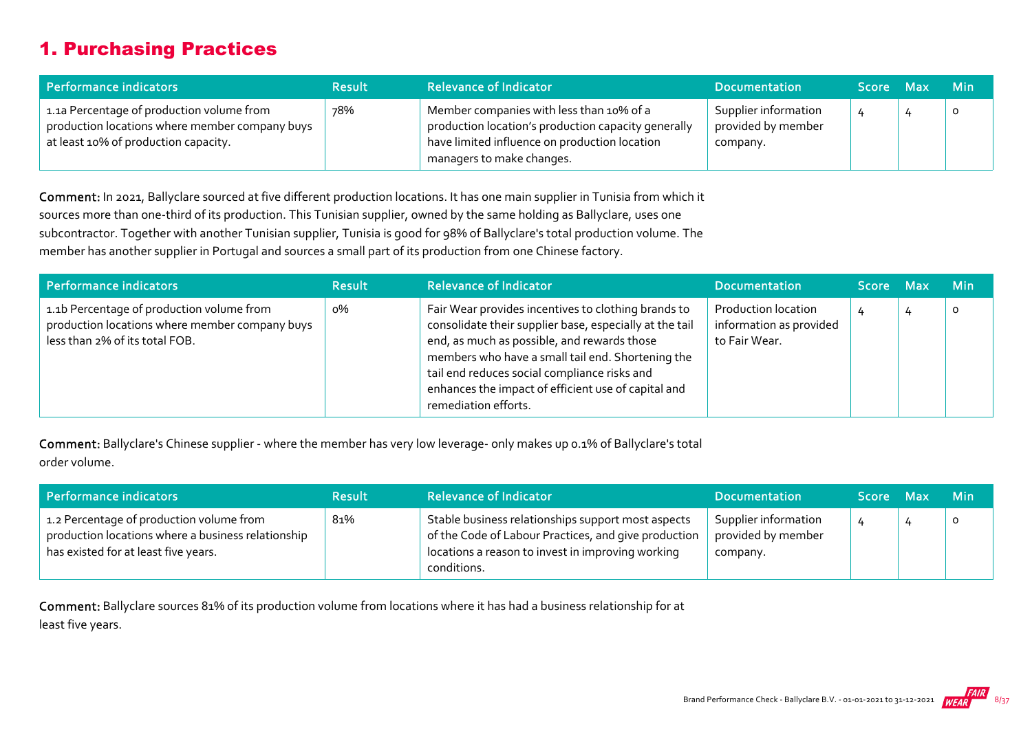# 1. Purchasing Practices

| Performance indicators | Result | Relevance of Indicator | Documentation | Score | Max | Min |
| --- | --- | --- | --- | --- | --- | --- |
| 1.1a Percentage of production volume from production locations where member company buys at least 10% of production capacity. | 78% | Member companies with less than 10% of a production location's production capacity generally have limited influence on production location managers to make changes. | Supplier information provided by member company. | 4 | 4 | 0 |

**Comment:** In 2021, Ballyclare sourced at five different production locations. It has one main supplier in Tunisia from which it sources more than one-third of its production. This Tunisian supplier, owned by the same holding as Ballyclare, uses one subcontractor. Together with another Tunisian supplier, Tunisia is good for 98% of Ballyclare's total production volume. The member has another supplier in Portugal and sources a small part of its production from one Chinese factory.

| Performance indicators | Result | Relevance of Indicator | Documentation | Score | Max | Min |
| --- | --- | --- | --- | --- | --- | --- |
| 1.1b Percentage of production volume from production locations where member company buys less than 2% of its total FOB. | 0% | Fair Wear provides incentives to clothing brands to consolidate their supplier base, especially at the tail end, as much as possible, and rewards those members who have a small tail end. Shortening the tail end reduces social compliance risks and enhances the impact of efficient use of capital and remediation efforts. | Production location information as provided to Fair Wear. | 4 | 4 | 0 |

**Comment:** Ballyclare's Chinese supplier - where the member has very low leverage- only makes up 0.1% of Ballyclare's total order volume.

| Performance indicators | Result | Relevance of Indicator | Documentation | Score | Max | Min |
| --- | --- | --- | --- | --- | --- | --- |
| 1.2 Percentage of production volume from production locations where a business relationship has existed for at least five years. | 81% | Stable business relationships support most aspects of the Code of Labour Practices, and give production locations a reason to invest in improving working conditions. | Supplier information provided by member company. | 4 | 4 | 0 |

**Comment:** Ballyclare sources 81% of its production volume from locations where it has had a business relationship for at least five years.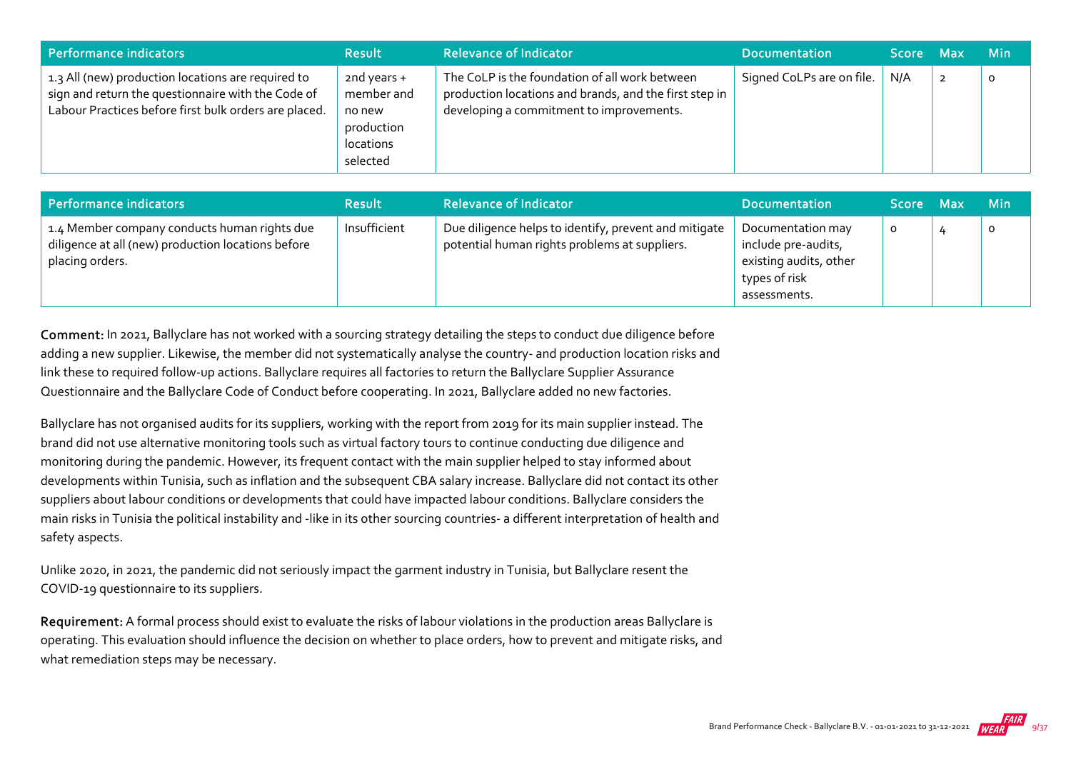| Performance indicators | Result | Relevance of Indicator | Documentation | Score | Max | Min |
|---|---|---|---|---|---|---|
| 1.3 All (new) production locations are required to sign and return the questionnaire with the Code of Labour Practices before first bulk orders are placed. | 2nd years + member and no new production locations selected | The CoLP is the foundation of all work between production locations and brands, and the first step in developing a commitment to improvements. | Signed CoLPs are on file. | N/A | 2 | 0 |

| Performance indicators | Result | Relevance of Indicator | Documentation | Score | Max | Min |
|---|---|---|---|---|---|---|
| 1.4 Member company conducts human rights due diligence at all (new) production locations before placing orders. | Insufficient | Due diligence helps to identify, prevent and mitigate potential human rights problems at suppliers. | Documentation may include pre-audits, existing audits, other types of risk assessments. | 0 | 4 | 0 |

**Comment:** In 2021, Ballyclare has not worked with a sourcing strategy detailing the steps to conduct due diligence before adding a new supplier. Likewise, the member did not systematically analyse the country- and production location risks and link these to required follow-up actions. Ballyclare requires all factories to return the Ballyclare Supplier Assurance Questionnaire and the Ballyclare Code of Conduct before cooperating. In 2021, Ballyclare added no new factories.

Ballyclare has not organised audits for its suppliers, working with the report from 2019 for its main supplier instead. The brand did not use alternative monitoring tools such as virtual factory tours to continue conducting due diligence and monitoring during the pandemic. However, its frequent contact with the main supplier helped to stay informed about developments within Tunisia, such as inflation and the subsequent CBA salary increase. Ballyclare did not contact its other suppliers about labour conditions or developments that could have impacted labour conditions. Ballyclare considers the main risks in Tunisia the political instability and -like in its other sourcing countries- a different interpretation of health and safety aspects.

Unlike 2020, in 2021, the pandemic did not seriously impact the garment industry in Tunisia, but Ballyclare resent the COVID-19 questionnaire to its suppliers.

**Requirement:** A formal process should exist to evaluate the risks of labour violations in the production areas Ballyclare is operating. This evaluation should influence the decision on whether to place orders, how to prevent and mitigate risks, and what remediation steps may be necessary.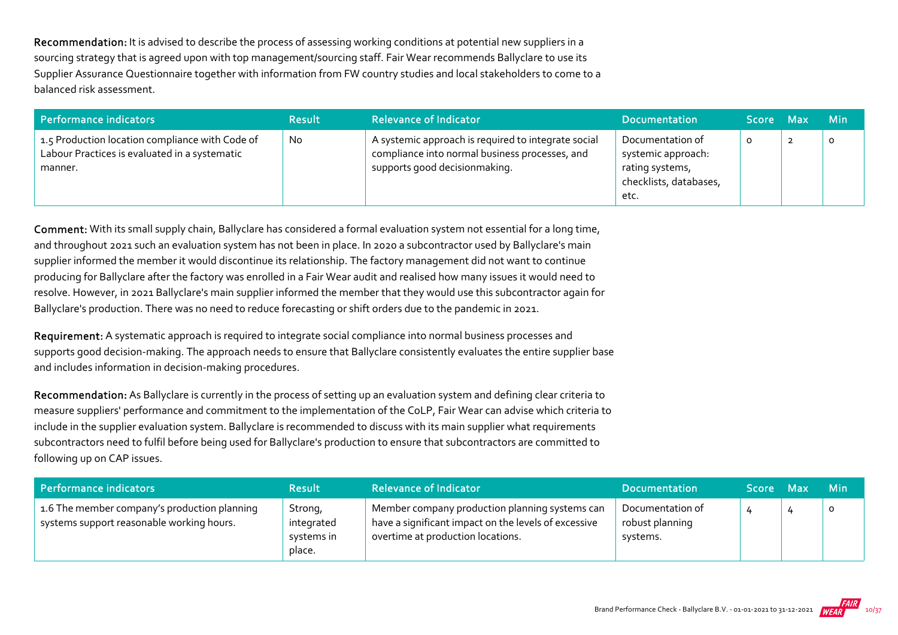**Recommendation:** It is advised to describe the process of assessing working conditions at potential new suppliers in a sourcing strategy that is agreed upon with top management/sourcing staff. Fair Wear recommends Ballyclare to use its Supplier Assurance Questionnaire together with information from FW country studies and local stakeholders to come to a balanced risk assessment.

| Performance indicators | Result | Relevance of Indicator | Documentation | Score | Max | Min |
|---|---|---|---|---|---|---|
| 1.5 Production location compliance with Code of Labour Practices is evaluated in a systematic manner. | No | A systemic approach is required to integrate social compliance into normal business processes, and supports good decisionmaking. | Documentation of systemic approach: rating systems, checklists, databases, etc. | 0 | 2 | 0 |

**Comment:** With its small supply chain, Ballyclare has considered a formal evaluation system not essential for a long time, and throughout 2021 such an evaluation system has not been in place. In 2020 a subcontractor used by Ballyclare's main supplier informed the member it would discontinue its relationship. The factory management did not want to continue producing for Ballyclare after the factory was enrolled in a Fair Wear audit and realised how many issues it would need to resolve. However, in 2021 Ballyclare's main supplier informed the member that they would use this subcontractor again for Ballyclare's production. There was no need to reduce forecasting or shift orders due to the pandemic in 2021.

**Requirement:** A systematic approach is required to integrate social compliance into normal business processes and supports good decision-making. The approach needs to ensure that Ballyclare consistently evaluates the entire supplier base and includes information in decision-making procedures.

**Recommendation:** As Ballyclare is currently in the process of setting up an evaluation system and defining clear criteria to measure suppliers' performance and commitment to the implementation of the CoLP, Fair Wear can advise which criteria to include in the supplier evaluation system. Ballyclare is recommended to discuss with its main supplier what requirements subcontractors need to fulfil before being used for Ballyclare's production to ensure that subcontractors are committed to following up on CAP issues.

| Performance indicators | Result | Relevance of Indicator | Documentation | Score | Max | Min |
|---|---|---|---|---|---|---|
| 1.6 The member company's production planning systems support reasonable working hours. | Strong, integrated systems in place. | Member company production planning systems can have a significant impact on the levels of excessive overtime at production locations. | Documentation of robust planning systems. | 4 | 4 | 0 |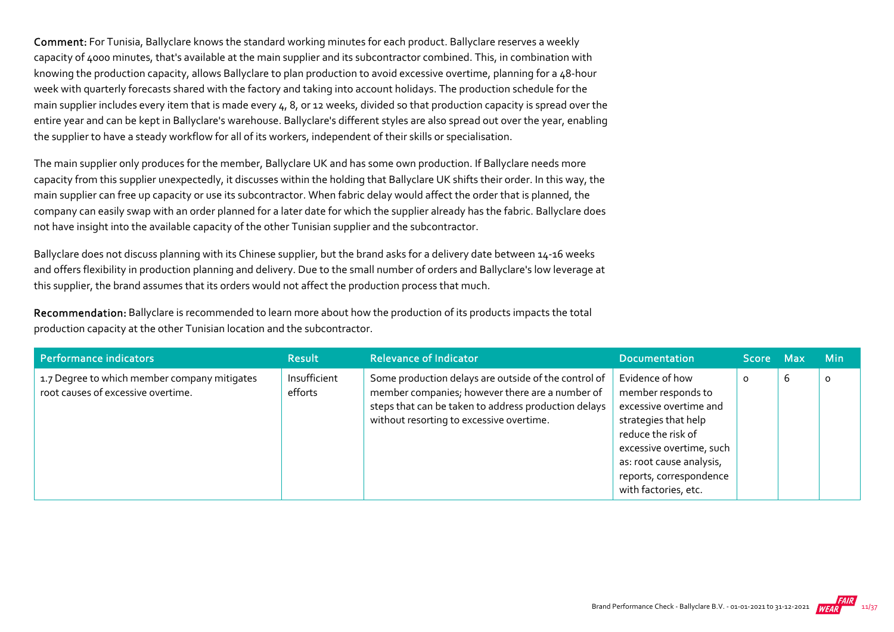**Comment:** For Tunisia, Ballyclare knows the standard working minutes for each product. Ballyclare reserves a weekly capacity of 4000 minutes, that's available at the main supplier and its subcontractor combined. This, in combination with knowing the production capacity, allows Ballyclare to plan production to avoid excessive overtime, planning for a 48-hour week with quarterly forecasts shared with the factory and taking into account holidays. The production schedule for the main supplier includes every item that is made every 4, 8, or 12 weeks, divided so that production capacity is spread over the entire year and can be kept in Ballyclare's warehouse. Ballyclare's different styles are also spread out over the year, enabling the supplier to have a steady workflow for all of its workers, independent of their skills or specialisation.

The main supplier only produces for the member, Ballyclare UK and has some own production. If Ballyclare needs more capacity from this supplier unexpectedly, it discusses within the holding that Ballyclare UK shifts their order. In this way, the main supplier can free up capacity or use its subcontractor. When fabric delay would affect the order that is planned, the company can easily swap with an order planned for a later date for which the supplier already has the fabric. Ballyclare does not have insight into the available capacity of the other Tunisian supplier and the subcontractor.

Ballyclare does not discuss planning with its Chinese supplier, but the brand asks for a delivery date between 14-16 weeks and offers flexibility in production planning and delivery. Due to the small number of orders and Ballyclare's low leverage at this supplier, the brand assumes that its orders would not affect the production process that much.

**Recommendation:** Ballyclare is recommended to learn more about how the production of its products impacts the total production capacity at the other Tunisian location and the subcontractor.

| Performance indicators | Result | Relevance of Indicator | Documentation | Score | Max | Min |
| --- | --- | --- | --- | --- | --- | --- |
| 1.7 Degree to which member company mitigates root causes of excessive overtime. | Insufficient efforts | Some production delays are outside of the control of member companies; however there are a number of steps that can be taken to address production delays without resorting to excessive overtime. | Evidence of how member responds to excessive overtime and strategies that help reduce the risk of excessive overtime, such as: root cause analysis, reports, correspondence with factories, etc. | 0 | 6 | 0 |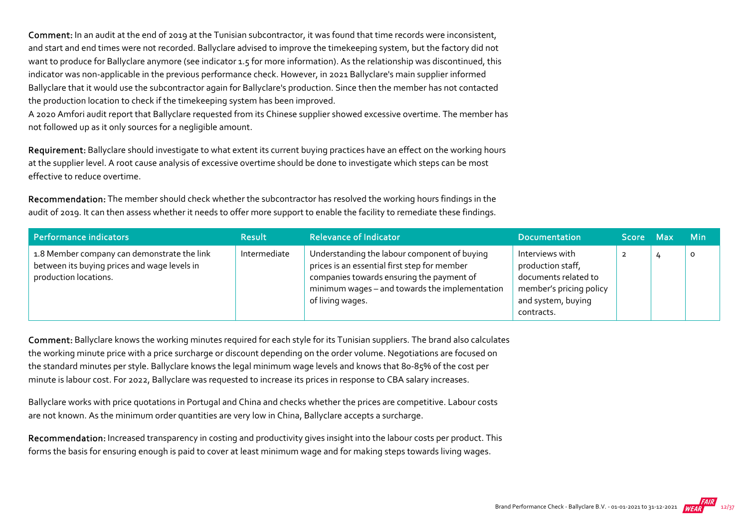**Comment:** In an audit at the end of 2019 at the Tunisian subcontractor, it was found that time records were inconsistent, and start and end times were not recorded. Ballyclare advised to improve the timekeeping system, but the factory did not want to produce for Ballyclare anymore (see indicator 1.5 for more information). As the relationship was discontinued, this indicator was non-applicable in the previous performance check. However, in 2021 Ballyclare's main supplier informed Ballyclare that it would use the subcontractor again for Ballyclare's production. Since then the member has not contacted the production location to check if the timekeeping system has been improved.

A 2020 Amfori audit report that Ballyclare requested from its Chinese supplier showed excessive overtime. The member has not followed up as it only sources for a negligible amount.

**Requirement:** Ballyclare should investigate to what extent its current buying practices have an effect on the working hours at the supplier level. A root cause analysis of excessive overtime should be done to investigate which steps can be most effective to reduce overtime.

**Recommendation:** The member should check whether the subcontractor has resolved the working hours findings in the audit of 2019. It can then assess whether it needs to offer more support to enable the facility to remediate these findings.

| Performance indicators | Result | Relevance of Indicator | Documentation | Score | Max | Min |
|---|---|---|---|---|---|---|
| 1.8 Member company can demonstrate the link between its buying prices and wage levels in production locations. | Intermediate | Understanding the labour component of buying prices is an essential first step for member companies towards ensuring the payment of minimum wages – and towards the implementation of living wages. | Interviews with production staff, documents related to member's pricing policy and system, buying contracts. | 2 | 4 | 0 |

**Comment:** Ballyclare knows the working minutes required for each style for its Tunisian suppliers. The brand also calculates the working minute price with a price surcharge or discount depending on the order volume. Negotiations are focused on the standard minutes per style. Ballyclare knows the legal minimum wage levels and knows that 80-85% of the cost per minute is labour cost. For 2022, Ballyclare was requested to increase its prices in response to CBA salary increases.

Ballyclare works with price quotations in Portugal and China and checks whether the prices are competitive. Labour costs are not known. As the minimum order quantities are very low in China, Ballyclare accepts a surcharge.

**Recommendation:** Increased transparency in costing and productivity gives insight into the labour costs per product. This forms the basis for ensuring enough is paid to cover at least minimum wage and for making steps towards living wages.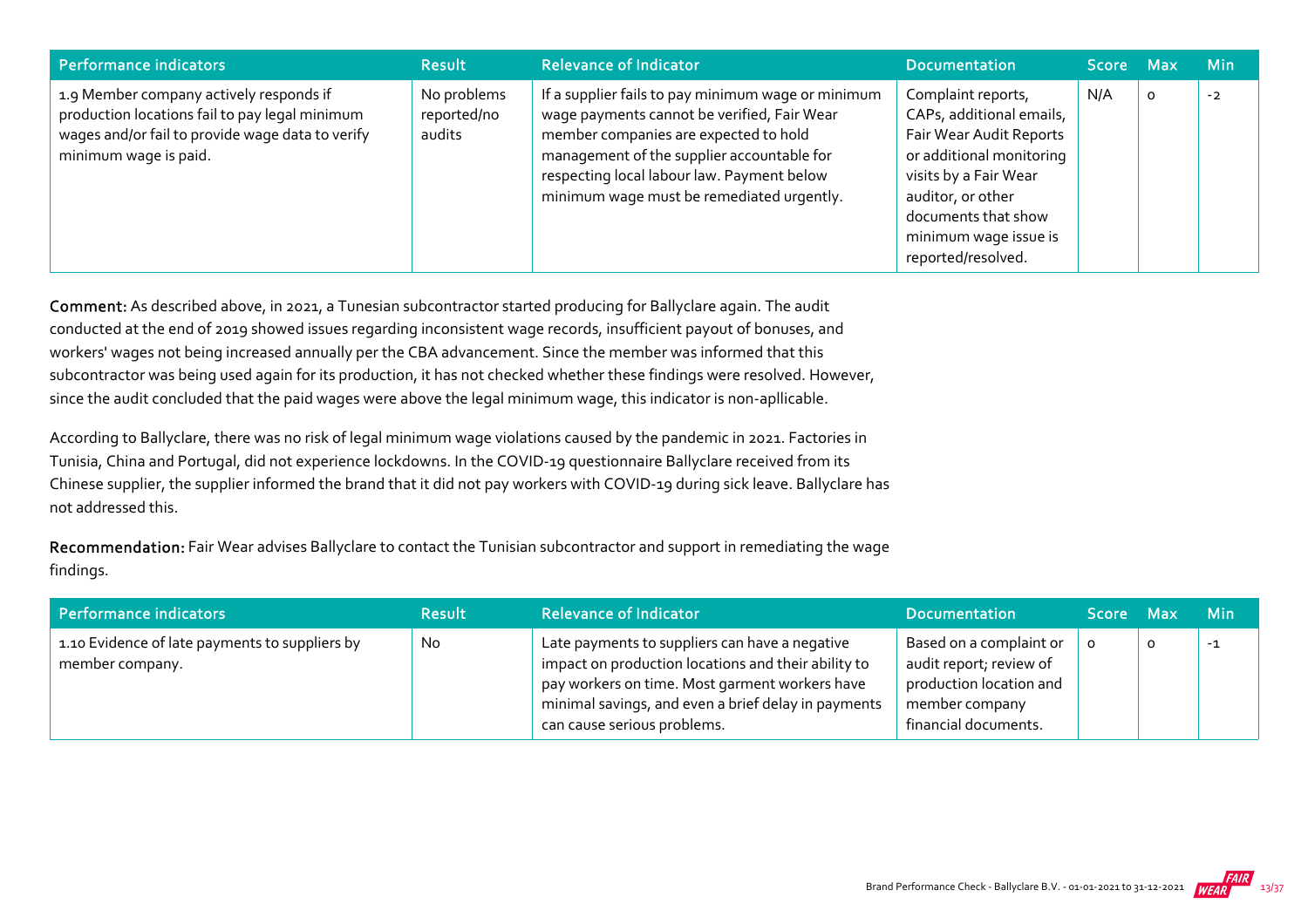| Performance indicators | Result | Relevance of Indicator | Documentation | Score | Max | Min |
|---|---|---|---|---|---|---|
| 1.9 Member company actively responds if production locations fail to pay legal minimum wages and/or fail to provide wage data to verify minimum wage is paid. | No problems reported/no audits | If a supplier fails to pay minimum wage or minimum wage payments cannot be verified, Fair Wear member companies are expected to hold management of the supplier accountable for respecting local labour law. Payment below minimum wage must be remediated urgently. | Complaint reports, CAPs, additional emails, Fair Wear Audit Reports or additional monitoring visits by a Fair Wear auditor, or other documents that show minimum wage issue is reported/resolved. | N/A | 0 | -2 |

**Comment:** As described above, in 2021, a Tunesian subcontractor started producing for Ballyclare again. The audit conducted at the end of 2019 showed issues regarding inconsistent wage records, insufficient payout of bonuses, and workers' wages not being increased annually per the CBA advancement. Since the member was informed that this subcontractor was being used again for its production, it has not checked whether these findings were resolved. However, since the audit concluded that the paid wages were above the legal minimum wage, this indicator is non-apllicable.

According to Ballyclare, there was no risk of legal minimum wage violations caused by the pandemic in 2021. Factories in Tunisia, China and Portugal, did not experience lockdowns. In the COVID-19 questionnaire Ballyclare received from its Chinese supplier, the supplier informed the brand that it did not pay workers with COVID-19 during sick leave. Ballyclare has not addressed this.

**Recommendation:** Fair Wear advises Ballyclare to contact the Tunisian subcontractor and support in remediating the wage findings.

| Performance indicators | Result | Relevance of Indicator | Documentation | Score | Max | Min |
|---|---|---|---|---|---|---|
| 1.10 Evidence of late payments to suppliers by member company. | No | Late payments to suppliers can have a negative impact on production locations and their ability to pay workers on time. Most garment workers have minimal savings, and even a brief delay in payments can cause serious problems. | Based on a complaint or audit report; review of production location and member company financial documents. | 0 | 0 | -1 |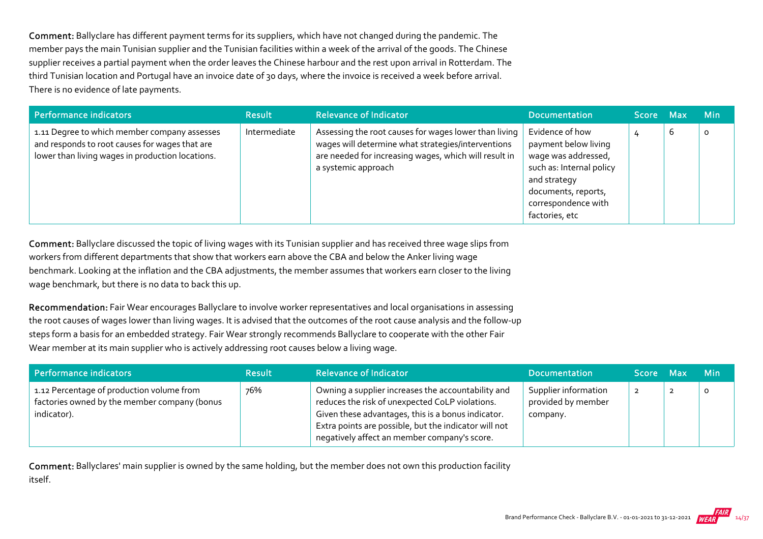**Comment:** Ballyclare has different payment terms for its suppliers, which have not changed during the pandemic. The member pays the main Tunisian supplier and the Tunisian facilities within a week of the arrival of the goods. The Chinese supplier receives a partial payment when the order leaves the Chinese harbour and the rest upon arrival in Rotterdam. The third Tunisian location and Portugal have an invoice date of 30 days, where the invoice is received a week before arrival. There is no evidence of late payments.

| Performance indicators | Result | Relevance of Indicator | Documentation | Score | Max | Min |
|---|---|---|---|---|---|---|
| 1.11 Degree to which member company assesses and responds to root causes for wages that are lower than living wages in production locations. | Intermediate | Assessing the root causes for wages lower than living wages will determine what strategies/interventions are needed for increasing wages, which will result in a systemic approach | Evidence of how payment below living wage was addressed, such as: Internal policy and strategy documents, reports, correspondence with factories, etc | 4 | 6 | 0 |

**Comment:** Ballyclare discussed the topic of living wages with its Tunisian supplier and has received three wage slips from workers from different departments that show that workers earn above the CBA and below the Anker living wage benchmark. Looking at the inflation and the CBA adjustments, the member assumes that workers earn closer to the living wage benchmark, but there is no data to back this up.

**Recommendation:** Fair Wear encourages Ballyclare to involve worker representatives and local organisations in assessing the root causes of wages lower than living wages. It is advised that the outcomes of the root cause analysis and the follow-up steps form a basis for an embedded strategy. Fair Wear strongly recommends Ballyclare to cooperate with the other Fair Wear member at its main supplier who is actively addressing root causes below a living wage.

| Performance indicators | Result | Relevance of Indicator | Documentation | Score | Max | Min |
|---|---|---|---|---|---|---|
| 1.12 Percentage of production volume from factories owned by the member company (bonus indicator). | 76% | Owning a supplier increases the accountability and reduces the risk of unexpected CoLP violations. Given these advantages, this is a bonus indicator. Extra points are possible, but the indicator will not negatively affect an member company's score. | Supplier information provided by member company. | 2 | 2 | 0 |

**Comment:** Ballyclares' main supplier is owned by the same holding, but the member does not own this production facility itself.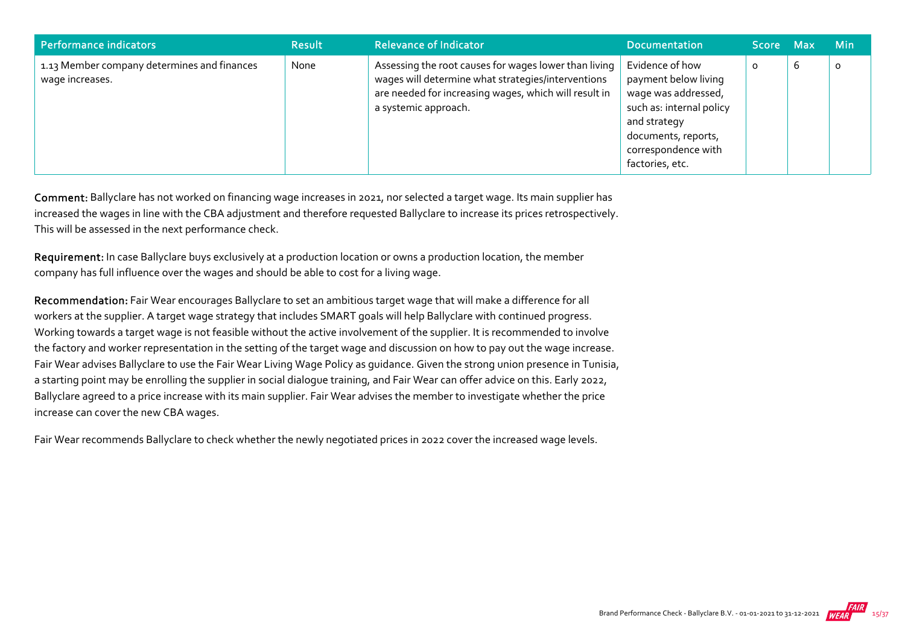| Performance indicators | Result | Relevance of Indicator | Documentation | Score | Max | Min |
|---|---|---|---|---|---|---|
| 1.13 Member company determines and finances wage increases. | None | Assessing the root causes for wages lower than living wages will determine what strategies/interventions are needed for increasing wages, which will result in a systemic approach. | Evidence of how payment below living wage was addressed, such as: internal policy and strategy documents, reports, correspondence with factories, etc. | 0 | 6 | 0 |

**Comment:** Ballyclare has not worked on financing wage increases in 2021, nor selected a target wage. Its main supplier has increased the wages in line with the CBA adjustment and therefore requested Ballyclare to increase its prices retrospectively. This will be assessed in the next performance check.

**Requirement:** In case Ballyclare buys exclusively at a production location or owns a production location, the member company has full influence over the wages and should be able to cost for a living wage.

**Recommendation:** Fair Wear encourages Ballyclare to set an ambitious target wage that will make a difference for all workers at the supplier. A target wage strategy that includes SMART goals will help Ballyclare with continued progress. Working towards a target wage is not feasible without the active involvement of the supplier. It is recommended to involve the factory and worker representation in the setting of the target wage and discussion on how to pay out the wage increase. Fair Wear advises Ballyclare to use the Fair Wear Living Wage Policy as guidance. Given the strong union presence in Tunisia, a starting point may be enrolling the supplier in social dialogue training, and Fair Wear can offer advice on this. Early 2022, Ballyclare agreed to a price increase with its main supplier. Fair Wear advises the member to investigate whether the price increase can cover the new CBA wages.

Fair Wear recommends Ballyclare to check whether the newly negotiated prices in 2022 cover the increased wage levels.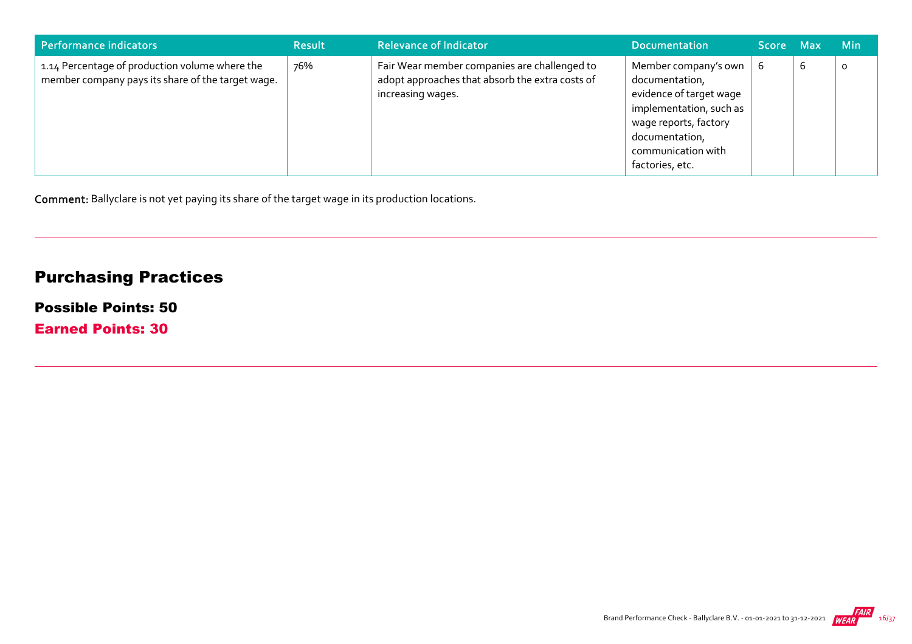| Performance indicators | Result | Relevance of Indicator | Documentation | Score | Max | Min |
|---|---|---|---|---|---|---|
| 1.14 Percentage of production volume where the member company pays its share of the target wage. | 76% | Fair Wear member companies are challenged to adopt approaches that absorb the extra costs of increasing wages. | Member company's own documentation, evidence of target wage implementation, such as wage reports, factory documentation, communication with factories, etc. | 6 | 6 | 0 |

**Comment:** Ballyclare is not yet paying its share of the target wage in its production locations.

## Purchasing Practices

### Possible Points: 50

### Earned Points: 30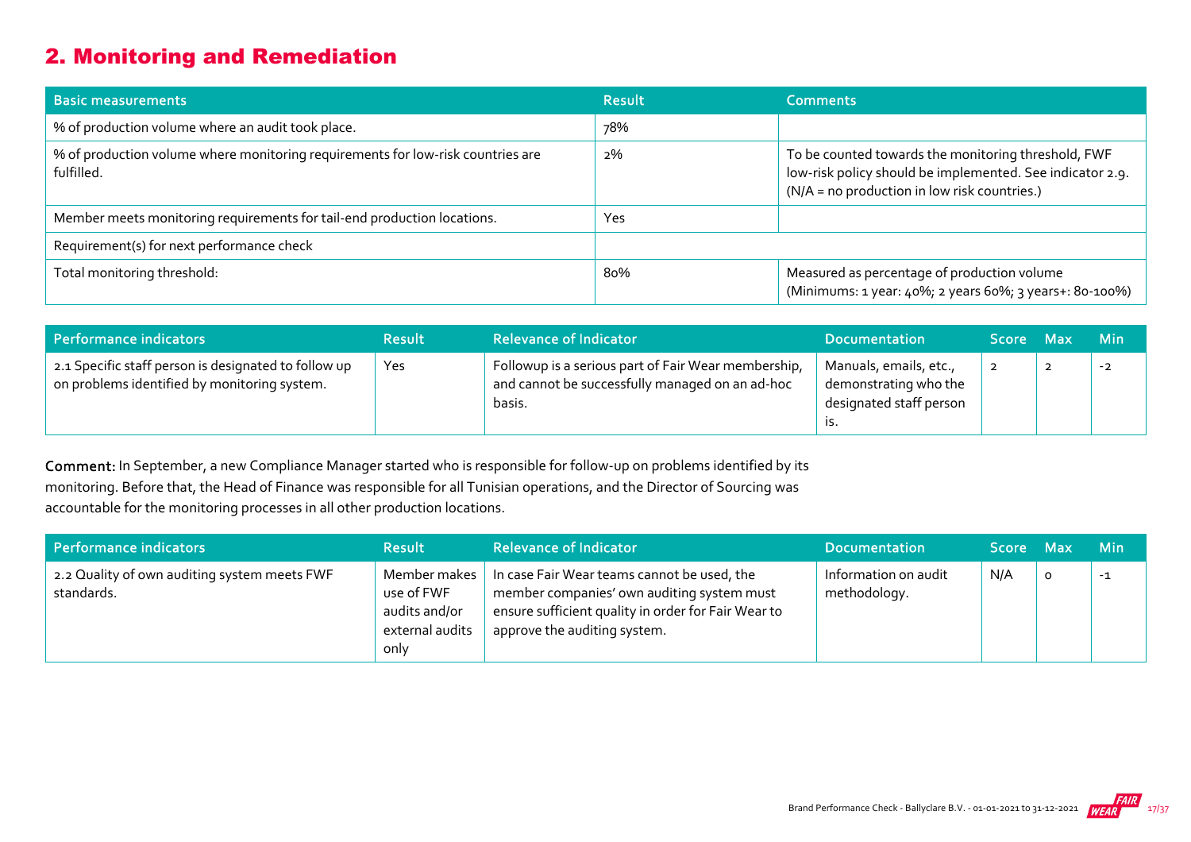## 2. Monitoring and Remediation

| Basic measurements | Result | Comments |
|---|---|---|
| % of production volume where an audit took place. | 78% | |
| % of production volume where monitoring requirements for low-risk countries are fulfilled. | 2% | To be counted towards the monitoring threshold, FWF low-risk policy should be implemented. See indicator 2.9. (N/A = no production in low risk countries.) |
| Member meets monitoring requirements for tail-end production locations. | Yes | |
| Requirement(s) for next performance check | | |
| Total monitoring threshold: | 80% | Measured as percentage of production volume (Minimums: 1 year: 40%; 2 years 60%; 3 years+: 80-100%) |

| Performance indicators | Result | Relevance of Indicator | Documentation | Score | Max | Min |
|---|---|---|---|---|---|---|
| 2.1 Specific staff person is designated to follow up on problems identified by monitoring system. | Yes | Followup is a serious part of Fair Wear membership, and cannot be successfully managed on an ad-hoc basis. | Manuals, emails, etc., demonstrating who the designated staff person is. | 2 | 2 | -2 |

**Comment:** In September, a new Compliance Manager started who is responsible for follow-up on problems identified by its monitoring. Before that, the Head of Finance was responsible for all Tunisian operations, and the Director of Sourcing was accountable for the monitoring processes in all other production locations.

| Performance indicators | Result | Relevance of Indicator | Documentation | Score | Max | Min |
|---|---|---|---|---|---|---|
| 2.2 Quality of own auditing system meets FWF standards. | Member makes use of FWF audits and/or external audits only | In case Fair Wear teams cannot be used, the member companies' own auditing system must ensure sufficient quality in order for Fair Wear to approve the auditing system. | Information on audit methodology. | N/A | 0 | -1 |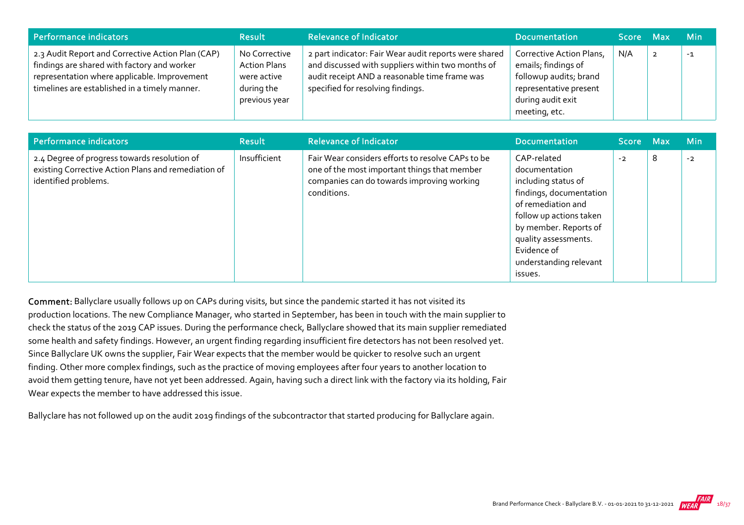| Performance indicators | Result | Relevance of Indicator | Documentation | Score | Max | Min |
| --- | --- | --- | --- | --- | --- | --- |
| 2.3 Audit Report and Corrective Action Plan (CAP) findings are shared with factory and worker representation where applicable. Improvement timelines are established in a timely manner. | No Corrective Action Plans were active during the previous year | 2 part indicator: Fair Wear audit reports were shared and discussed with suppliers within two months of audit receipt AND a reasonable time frame was specified for resolving findings. | Corrective Action Plans, emails; findings of followup audits; brand representative present during audit exit meeting, etc. | N/A | 2 | -1 |

| Performance indicators | Result | Relevance of Indicator | Documentation | Score | Max | Min |
| --- | --- | --- | --- | --- | --- | --- |
| 2.4 Degree of progress towards resolution of existing Corrective Action Plans and remediation of identified problems. | Insufficient | Fair Wear considers efforts to resolve CAPs to be one of the most important things that member companies can do towards improving working conditions. | CAP-related documentation including status of findings, documentation of remediation and follow up actions taken by member. Reports of quality assessments. Evidence of understanding relevant issues. | -2 | 8 | -2 |

**Comment:** Ballyclare usually follows up on CAPs during visits, but since the pandemic started it has not visited its production locations. The new Compliance Manager, who started in September, has been in touch with the main supplier to check the status of the 2019 CAP issues. During the performance check, Ballyclare showed that its main supplier remediated some health and safety findings. However, an urgent finding regarding insufficient fire detectors has not been resolved yet. Since Ballyclare UK owns the supplier, Fair Wear expects that the member would be quicker to resolve such an urgent finding. Other more complex findings, such as the practice of moving employees after four years to another location to avoid them getting tenure, have not yet been addressed. Again, having such a direct link with the factory via its holding, Fair Wear expects the member to have addressed this issue.

Ballyclare has not followed up on the audit 2019 findings of the subcontractor that started producing for Ballyclare again.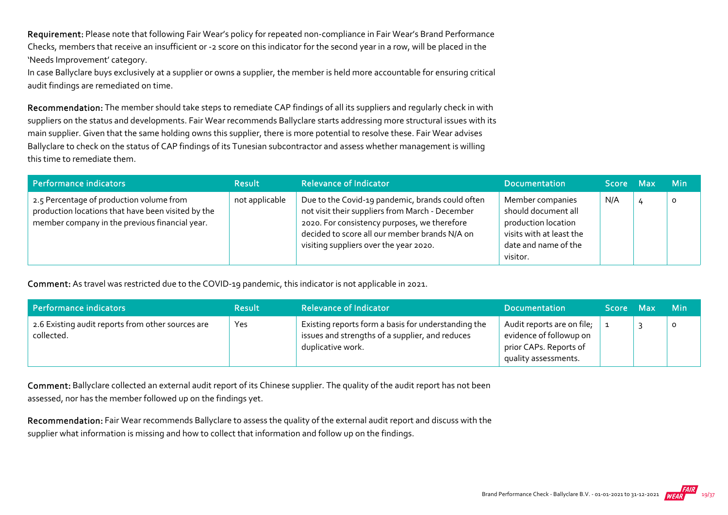**Requirement:** Please note that following Fair Wear's policy for repeated non-compliance in Fair Wear's Brand Performance Checks, members that receive an insufficient or -2 score on this indicator for the second year in a row, will be placed in the 'Needs Improvement' category.
In case Ballyclare buys exclusively at a supplier or owns a supplier, the member is held more accountable for ensuring critical audit findings are remediated on time.

**Recommendation:** The member should take steps to remediate CAP findings of all its suppliers and regularly check in with suppliers on the status and developments. Fair Wear recommends Ballyclare starts addressing more structural issues with its main supplier. Given that the same holding owns this supplier, there is more potential to resolve these. Fair Wear advises Ballyclare to check on the status of CAP findings of its Tunesian subcontractor and assess whether management is willing this time to remediate them.

| Performance indicators | Result | Relevance of Indicator | Documentation | Score | Max | Min |
|---|---|---|---|---|---|---|
| 2.5 Percentage of production volume from production locations that have been visited by the member company in the previous financial year. | not applicable | Due to the Covid-19 pandemic, brands could often not visit their suppliers from March - December 2020. For consistency purposes, we therefore decided to score all our member brands N/A on visiting suppliers over the year 2020. | Member companies should document all production location visits with at least the date and name of the visitor. | N/A | 4 | 0 |

**Comment:** As travel was restricted due to the COVID-19 pandemic, this indicator is not applicable in 2021.

| Performance indicators | Result | Relevance of Indicator | Documentation | Score | Max | Min |
|---|---|---|---|---|---|---|
| 2.6 Existing audit reports from other sources are collected. | Yes | Existing reports form a basis for understanding the issues and strengths of a supplier, and reduces duplicative work. | Audit reports are on file; evidence of followup on prior CAPs. Reports of quality assessments. | 1 | 3 | 0 |

**Comment:** Ballyclare collected an external audit report of its Chinese supplier. The quality of the audit report has not been assessed, nor has the member followed up on the findings yet.

**Recommendation:** Fair Wear recommends Ballyclare to assess the quality of the external audit report and discuss with the supplier what information is missing and how to collect that information and follow up on the findings.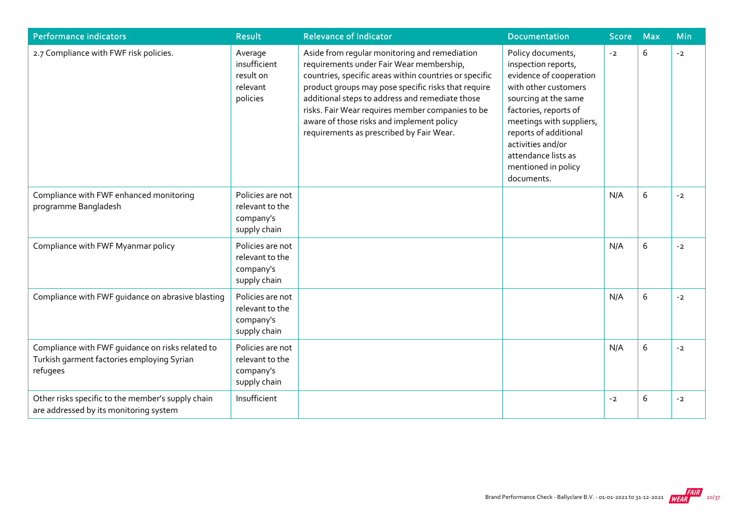| Performance indicators | Result | Relevance of Indicator | Documentation | Score | Max | Min |
|---|---|---|---|---|---|---|
| 2.7 Compliance with FWF risk policies. | Average insufficient result on relevant policies | Aside from regular monitoring and remediation requirements under Fair Wear membership, countries, specific areas within countries or specific product groups may pose specific risks that require additional steps to address and remediate those risks. Fair Wear requires member companies to be aware of those risks and implement policy requirements as prescribed by Fair Wear. | Policy documents, inspection reports, evidence of cooperation with other customers sourcing at the same factories, reports of meetings with suppliers, reports of additional activities and/or attendance lists as mentioned in policy documents. | -2 | 6 | -2 |
| Compliance with FWF enhanced monitoring programme Bangladesh | Policies are not relevant to the company's supply chain | | | N/A | 6 | -2 |
| Compliance with FWF Myanmar policy | Policies are not relevant to the company's supply chain | | | N/A | 6 | -2 |
| Compliance with FWF guidance on abrasive blasting | Policies are not relevant to the company's supply chain | | | N/A | 6 | -2 |
| Compliance with FWF guidance on risks related to Turkish garment factories employing Syrian refugees | Policies are not relevant to the company's supply chain | | | N/A | 6 | -2 |
| Other risks specific to the member's supply chain are addressed by its monitoring system | Insufficient | | | -2 | 6 | -2 |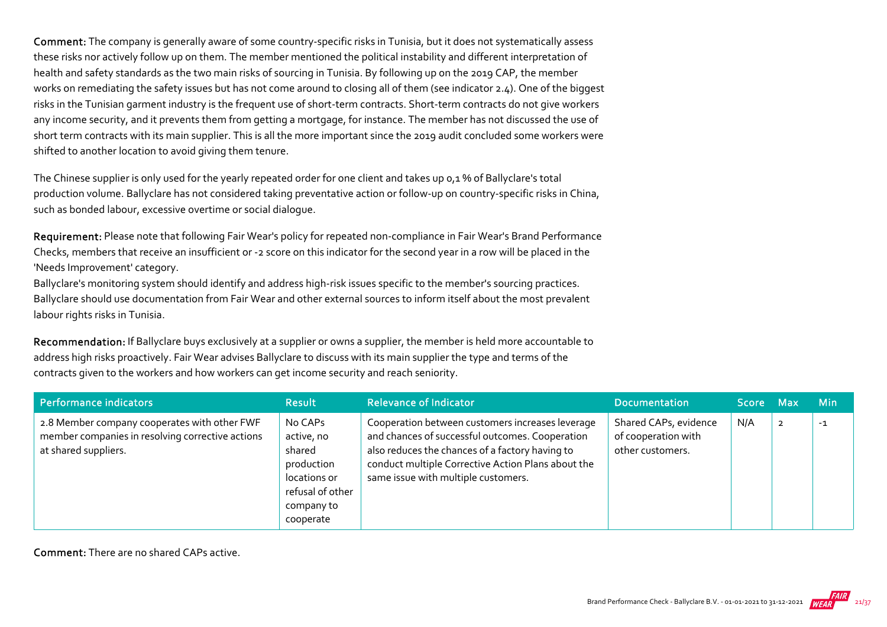**Comment:** The company is generally aware of some country-specific risks in Tunisia, but it does not systematically assess these risks nor actively follow up on them. The member mentioned the political instability and different interpretation of health and safety standards as the two main risks of sourcing in Tunisia. By following up on the 2019 CAP, the member works on remediating the safety issues but has not come around to closing all of them (see indicator 2.4). One of the biggest risks in the Tunisian garment industry is the frequent use of short-term contracts. Short-term contracts do not give workers any income security, and it prevents them from getting a mortgage, for instance. The member has not discussed the use of short term contracts with its main supplier. This is all the more important since the 2019 audit concluded some workers were shifted to another location to avoid giving them tenure.

The Chinese supplier is only used for the yearly repeated order for one client and takes up 0,1 % of Ballyclare's total production volume. Ballyclare has not considered taking preventative action or follow-up on country-specific risks in China, such as bonded labour, excessive overtime or social dialogue.

**Requirement:** Please note that following Fair Wear's policy for repeated non-compliance in Fair Wear's Brand Performance Checks, members that receive an insufficient or -2 score on this indicator for the second year in a row will be placed in the 'Needs Improvement' category.
Ballyclare's monitoring system should identify and address high-risk issues specific to the member's sourcing practices. Ballyclare should use documentation from Fair Wear and other external sources to inform itself about the most prevalent labour rights risks in Tunisia.

**Recommendation:** If Ballyclare buys exclusively at a supplier or owns a supplier, the member is held more accountable to address high risks proactively. Fair Wear advises Ballyclare to discuss with its main supplier the type and terms of the contracts given to the workers and how workers can get income security and reach seniority.

| Performance indicators | Result | Relevance of Indicator | Documentation | Score | Max | Min |
|---|---|---|---|---|---|---|
| 2.8 Member company cooperates with other FWF member companies in resolving corrective actions at shared suppliers. | No CAPs active, no shared production locations or refusal of other company to cooperate | Cooperation between customers increases leverage and chances of successful outcomes. Cooperation also reduces the chances of a factory having to conduct multiple Corrective Action Plans about the same issue with multiple customers. | Shared CAPs, evidence of cooperation with other customers. | N/A | 2 | -1 |

**Comment:** There are no shared CAPs active.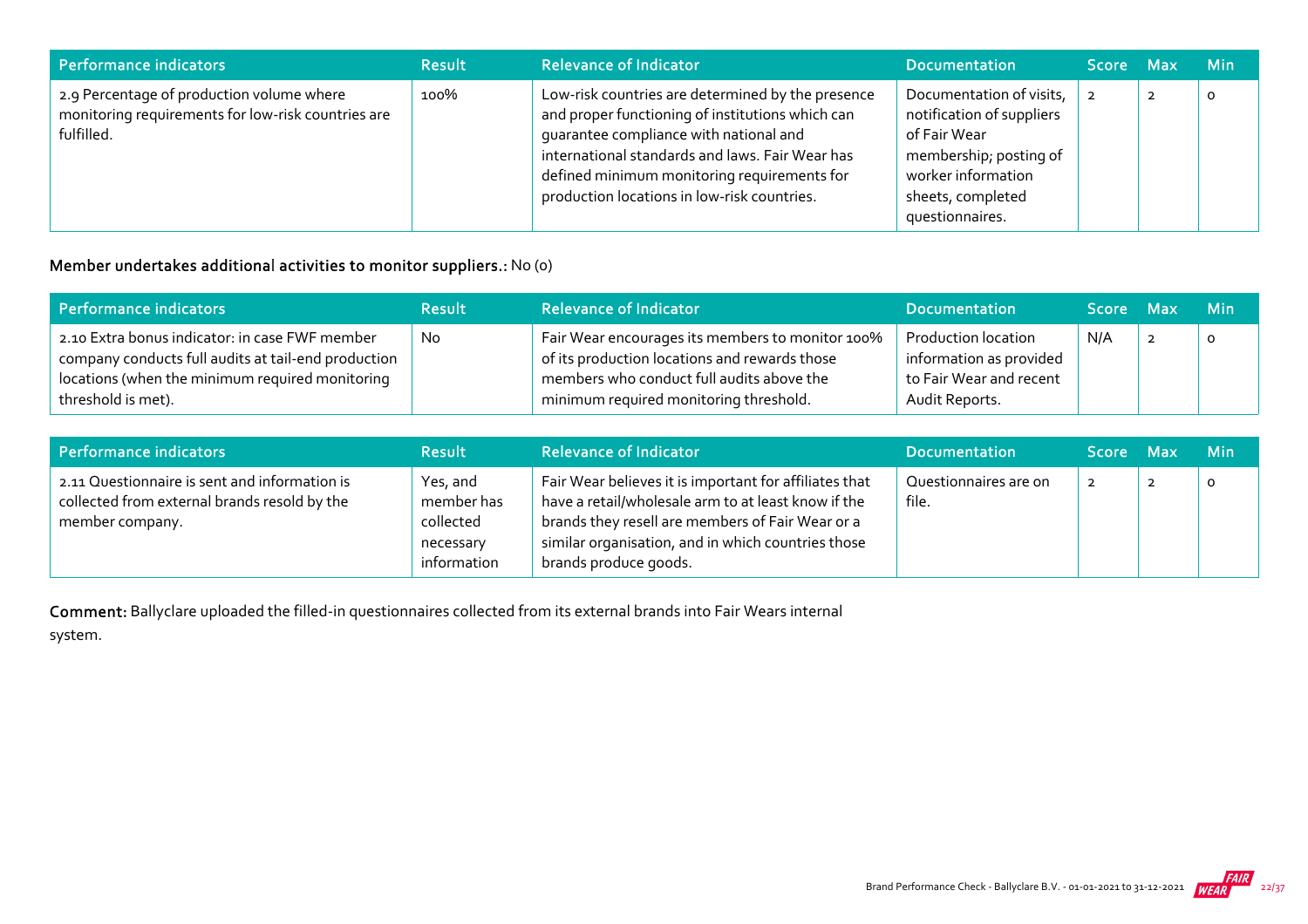| Performance indicators | Result | Relevance of Indicator | Documentation | Score | Max | Min |
|---|---|---|---|---|---|---|
| 2.9 Percentage of production volume where monitoring requirements for low-risk countries are fulfilled. | 100% | Low-risk countries are determined by the presence and proper functioning of institutions which can guarantee compliance with national and international standards and laws. Fair Wear has defined minimum monitoring requirements for production locations in low-risk countries. | Documentation of visits, notification of suppliers of Fair Wear membership; posting of worker information sheets, completed questionnaires. | 2 | 2 | 0 |

**Member undertakes additional activities to monitor suppliers.:** No (0)

| Performance indicators | Result | Relevance of Indicator | Documentation | Score | Max | Min |
|---|---|---|---|---|---|---|
| 2.10 Extra bonus indicator: in case FWF member company conducts full audits at tail-end production locations (when the minimum required monitoring threshold is met). | No | Fair Wear encourages its members to monitor 100% of its production locations and rewards those members who conduct full audits above the minimum required monitoring threshold. | Production location information as provided to Fair Wear and recent Audit Reports. | N/A | 2 | 0 |

| Performance indicators | Result | Relevance of Indicator | Documentation | Score | Max | Min |
|---|---|---|---|---|---|---|
| 2.11 Questionnaire is sent and information is collected from external brands resold by the member company. | Yes, and member has collected necessary information | Fair Wear believes it is important for affiliates that have a retail/wholesale arm to at least know if the brands they resell are members of Fair Wear or a similar organisation, and in which countries those brands produce goods. | Questionnaires are on file. | 2 | 2 | 0 |

**Comment:** Ballyclare uploaded the filled-in questionnaires collected from its external brands into Fair Wears internal system.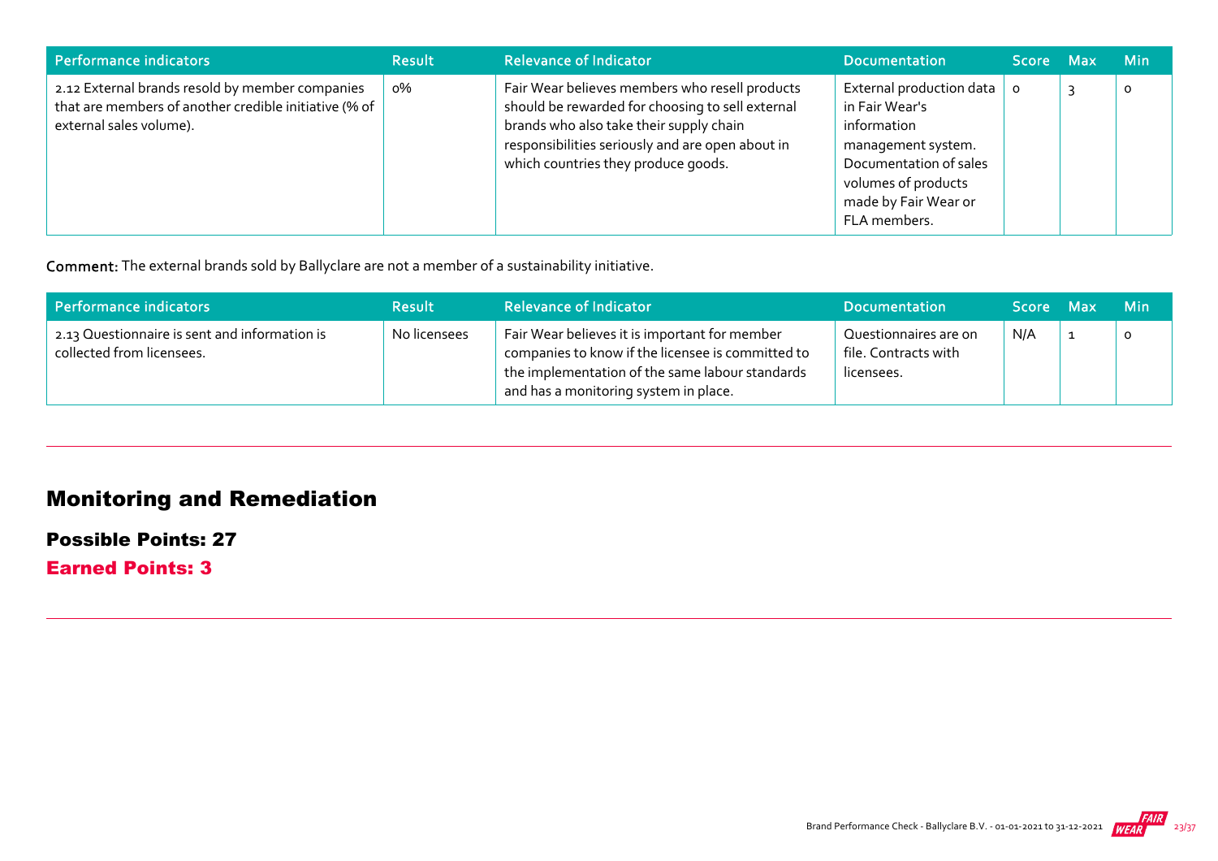| Performance indicators | Result | Relevance of Indicator | Documentation | Score | Max | Min |
|---|---|---|---|---|---|---|
| 2.12 External brands resold by member companies that are members of another credible initiative (% of external sales volume). | 0% | Fair Wear believes members who resell products should be rewarded for choosing to sell external brands who also take their supply chain responsibilities seriously and are open about in which countries they produce goods. | External production data in Fair Wear's information management system. Documentation of sales volumes of products made by Fair Wear or FLA members. | 0 | 3 | 0 |

**Comment:** The external brands sold by Ballyclare are not a member of a sustainability initiative.

| Performance indicators | Result | Relevance of Indicator | Documentation | Score | Max | Min |
|---|---|---|---|---|---|---|
| 2.13 Questionnaire is sent and information is collected from licensees. | No licensees | Fair Wear believes it is important for member companies to know if the licensee is committed to the implementation of the same labour standards and has a monitoring system in place. | Questionnaires are on file. Contracts with licensees. | N/A | 1 | 0 |

## Monitoring and Remediation

### Possible Points: 27

### Earned Points: 3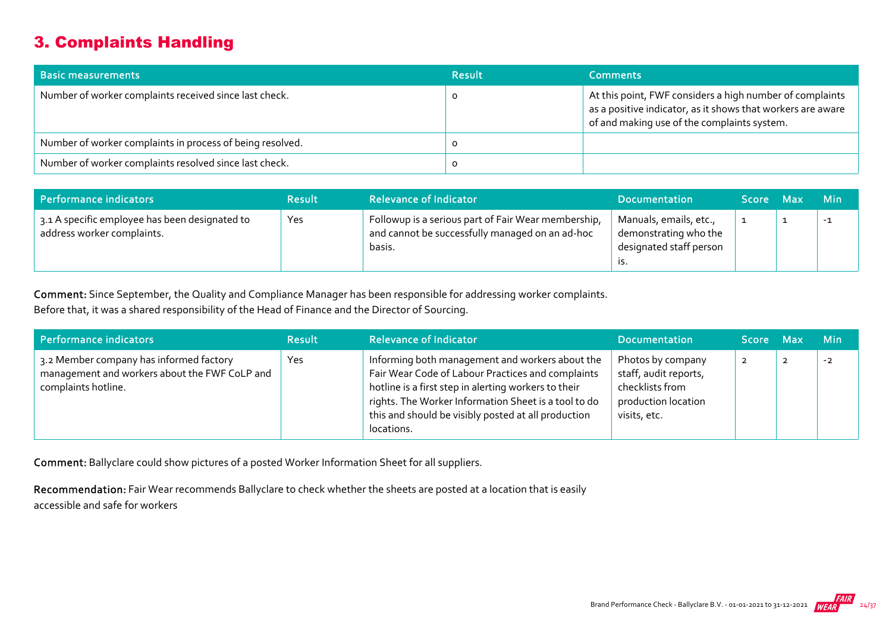## 3. Complaints Handling

| Basic measurements | Result | Comments |
| --- | --- | --- |
| Number of worker complaints received since last check. | 0 | At this point, FWF considers a high number of complaints as a positive indicator, as it shows that workers are aware of and making use of the complaints system. |
| Number of worker complaints in process of being resolved. | 0 | |
| Number of worker complaints resolved since last check. | 0 | |

| Performance indicators | Result | Relevance of Indicator | Documentation | Score | Max | Min |
| --- | --- | --- | --- | --- | --- | --- |
| 3.1 A specific employee has been designated to address worker complaints. | Yes | Followup is a serious part of Fair Wear membership, and cannot be successfully managed on an ad-hoc basis. | Manuals, emails, etc., demonstrating who the designated staff person is. | 1 | 1 | -1 |

**Comment:** Since September, the Quality and Compliance Manager has been responsible for addressing worker complaints. Before that, it was a shared responsibility of the Head of Finance and the Director of Sourcing.

| Performance indicators | Result | Relevance of Indicator | Documentation | Score | Max | Min |
| --- | --- | --- | --- | --- | --- | --- |
| 3.2 Member company has informed factory management and workers about the FWF CoLP and complaints hotline. | Yes | Informing both management and workers about the Fair Wear Code of Labour Practices and complaints hotline is a first step in alerting workers to their rights. The Worker Information Sheet is a tool to do this and should be visibly posted at all production locations. | Photos by company staff, audit reports, checklists from production location visits, etc. | 2 | 2 | -2 |

**Comment:** Ballyclare could show pictures of a posted Worker Information Sheet for all suppliers.

**Recommendation:** Fair Wear recommends Ballyclare to check whether the sheets are posted at a location that is easily accessible and safe for workers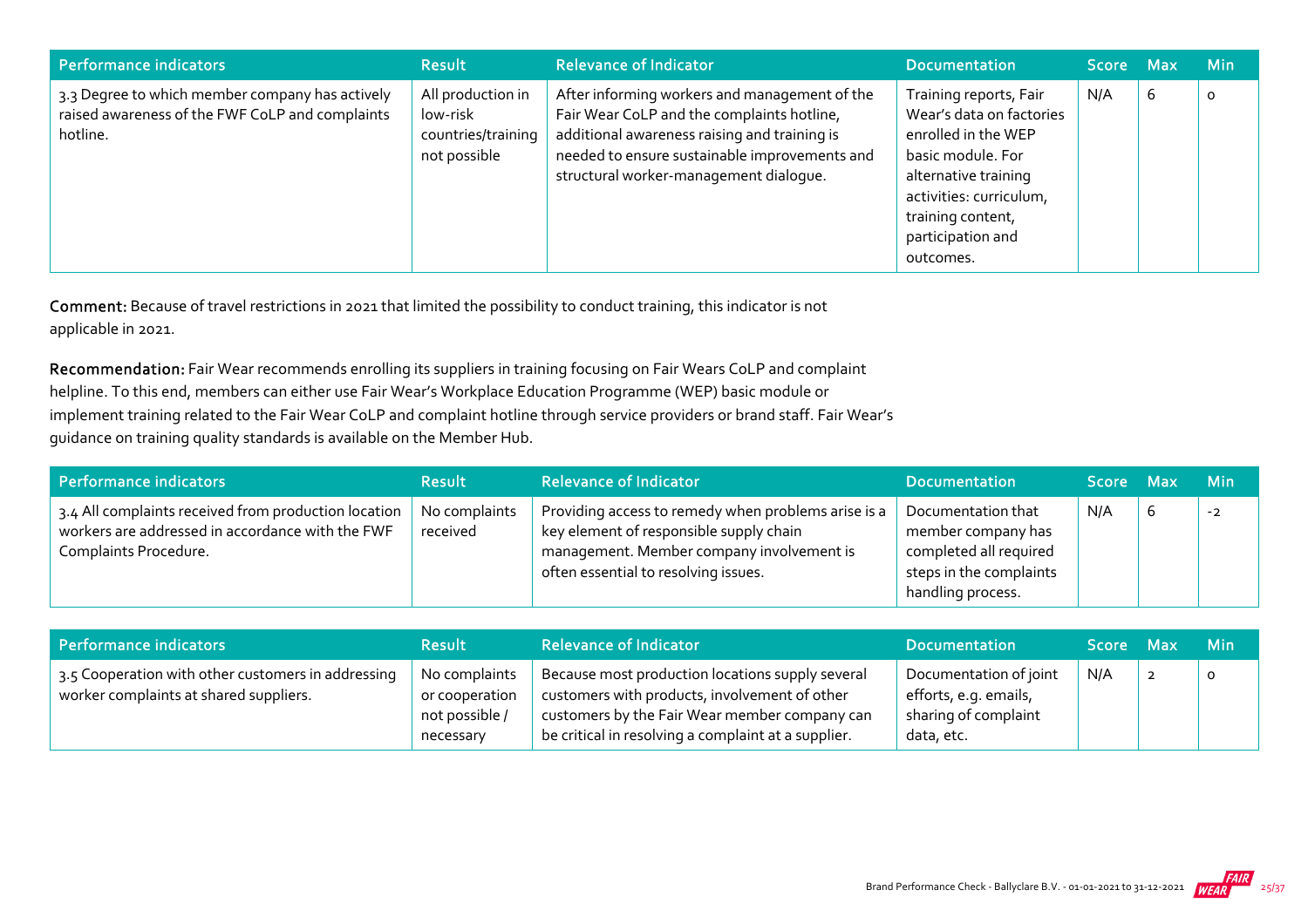| Performance indicators | Result | Relevance of Indicator | Documentation | Score | Max | Min |
|---|---|---|---|---|---|---|
| 3.3 Degree to which member company has actively raised awareness of the FWF CoLP and complaints hotline. | All production in low-risk countries/training not possible | After informing workers and management of the Fair Wear CoLP and the complaints hotline, additional awareness raising and training is needed to ensure sustainable improvements and structural worker-management dialogue. | Training reports, Fair Wear's data on factories enrolled in the WEP basic module. For alternative training activities: curriculum, training content, participation and outcomes. | N/A | 6 | 0 |

**Comment:** Because of travel restrictions in 2021 that limited the possibility to conduct training, this indicator is not applicable in 2021.

**Recommendation:** Fair Wear recommends enrolling its suppliers in training focusing on Fair Wears CoLP and complaint helpline. To this end, members can either use Fair Wear's Workplace Education Programme (WEP) basic module or implement training related to the Fair Wear CoLP and complaint hotline through service providers or brand staff. Fair Wear's guidance on training quality standards is available on the Member Hub.

| Performance indicators | Result | Relevance of Indicator | Documentation | Score | Max | Min |
|---|---|---|---|---|---|---|
| 3.4 All complaints received from production location workers are addressed in accordance with the FWF Complaints Procedure. | No complaints received | Providing access to remedy when problems arise is a key element of responsible supply chain management. Member company involvement is often essential to resolving issues. | Documentation that member company has completed all required steps in the complaints handling process. | N/A | 6 | -2 |

| Performance indicators | Result | Relevance of Indicator | Documentation | Score | Max | Min |
|---|---|---|---|---|---|---|
| 3.5 Cooperation with other customers in addressing worker complaints at shared suppliers. | No complaints or cooperation not possible / necessary | Because most production locations supply several customers with products, involvement of other customers by the Fair Wear member company can be critical in resolving a complaint at a supplier. | Documentation of joint efforts, e.g. emails, sharing of complaint data, etc. | N/A | 2 | 0 |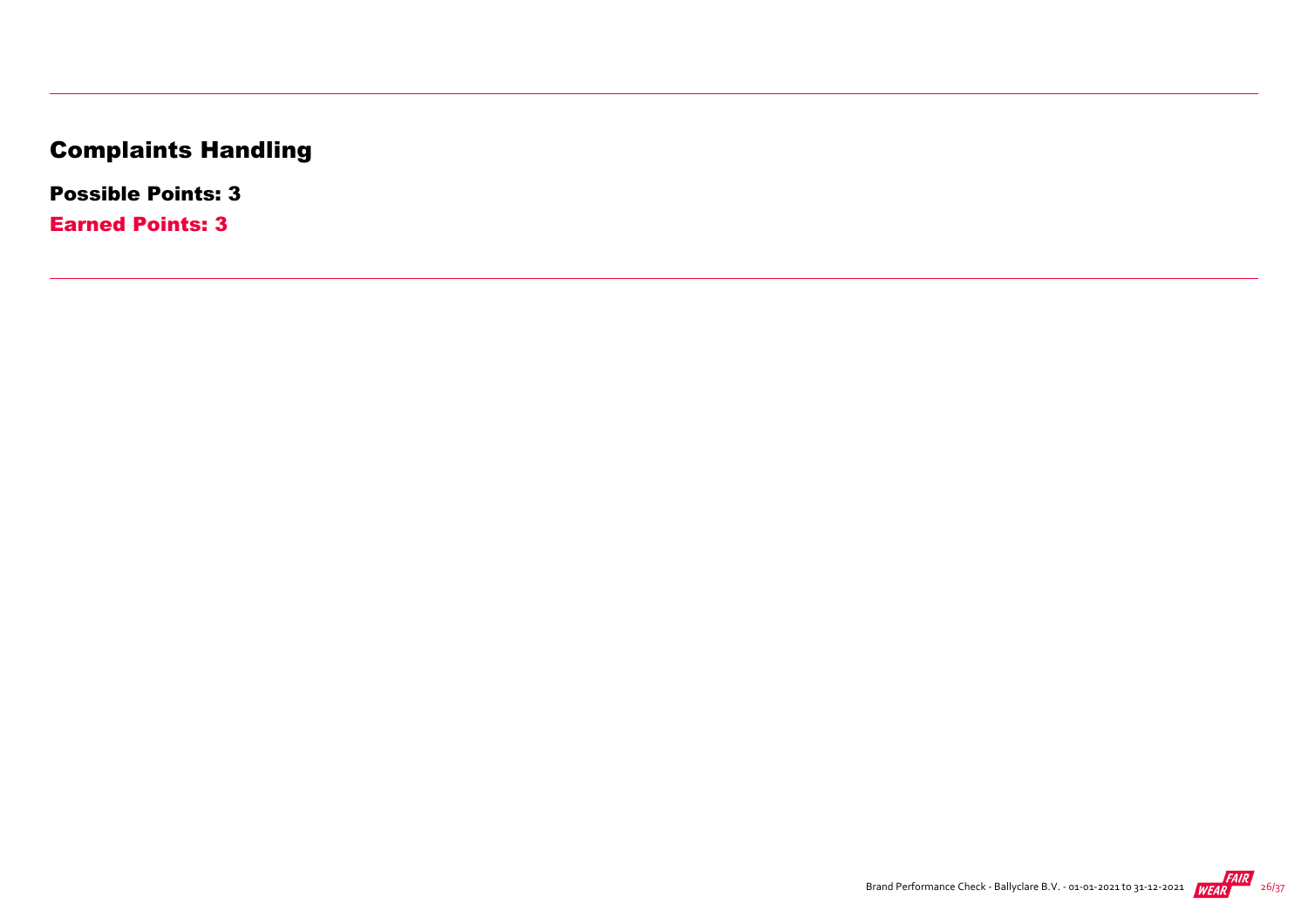# Complaints Handling

**Possible Points: 3**

**Earned Points: 3**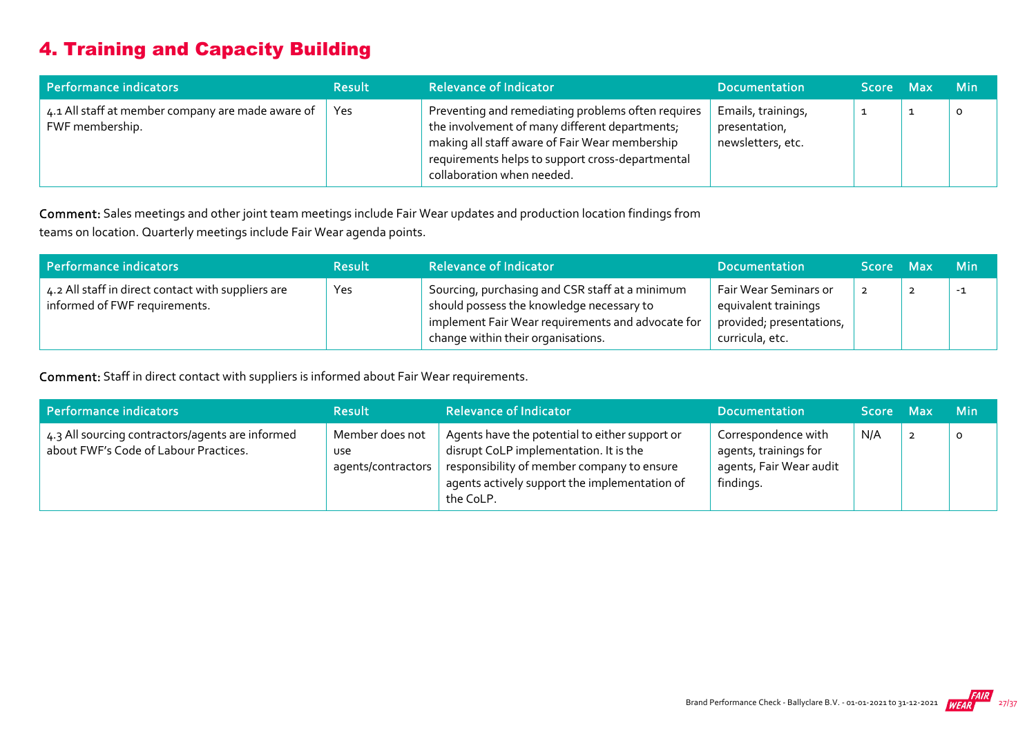# 4. Training and Capacity Building

| Performance indicators | Result | Relevance of Indicator | Documentation | Score | Max | Min |
|---|---|---|---|---|---|---|
| 4.1 All staff at member company are made aware of FWF membership. | Yes | Preventing and remediating problems often requires the involvement of many different departments; making all staff aware of Fair Wear membership requirements helps to support cross-departmental collaboration when needed. | Emails, trainings, presentation, newsletters, etc. | 1 | 1 | 0 |

**Comment:** Sales meetings and other joint team meetings include Fair Wear updates and production location findings from teams on location. Quarterly meetings include Fair Wear agenda points.

| Performance indicators | Result | Relevance of Indicator | Documentation | Score | Max | Min |
|---|---|---|---|---|---|---|
| 4.2 All staff in direct contact with suppliers are informed of FWF requirements. | Yes | Sourcing, purchasing and CSR staff at a minimum should possess the knowledge necessary to implement Fair Wear requirements and advocate for change within their organisations. | Fair Wear Seminars or equivalent trainings provided; presentations, curricula, etc. | 2 | 2 | -1 |

**Comment:** Staff in direct contact with suppliers is informed about Fair Wear requirements.

| Performance indicators | Result | Relevance of Indicator | Documentation | Score | Max | Min |
|---|---|---|---|---|---|---|
| 4.3 All sourcing contractors/agents are informed about FWF's Code of Labour Practices. | Member does not use agents/contractors | Agents have the potential to either support or disrupt CoLP implementation. It is the responsibility of member company to ensure agents actively support the implementation of the CoLP. | Correspondence with agents, trainings for agents, Fair Wear audit findings. | N/A | 2 | 0 |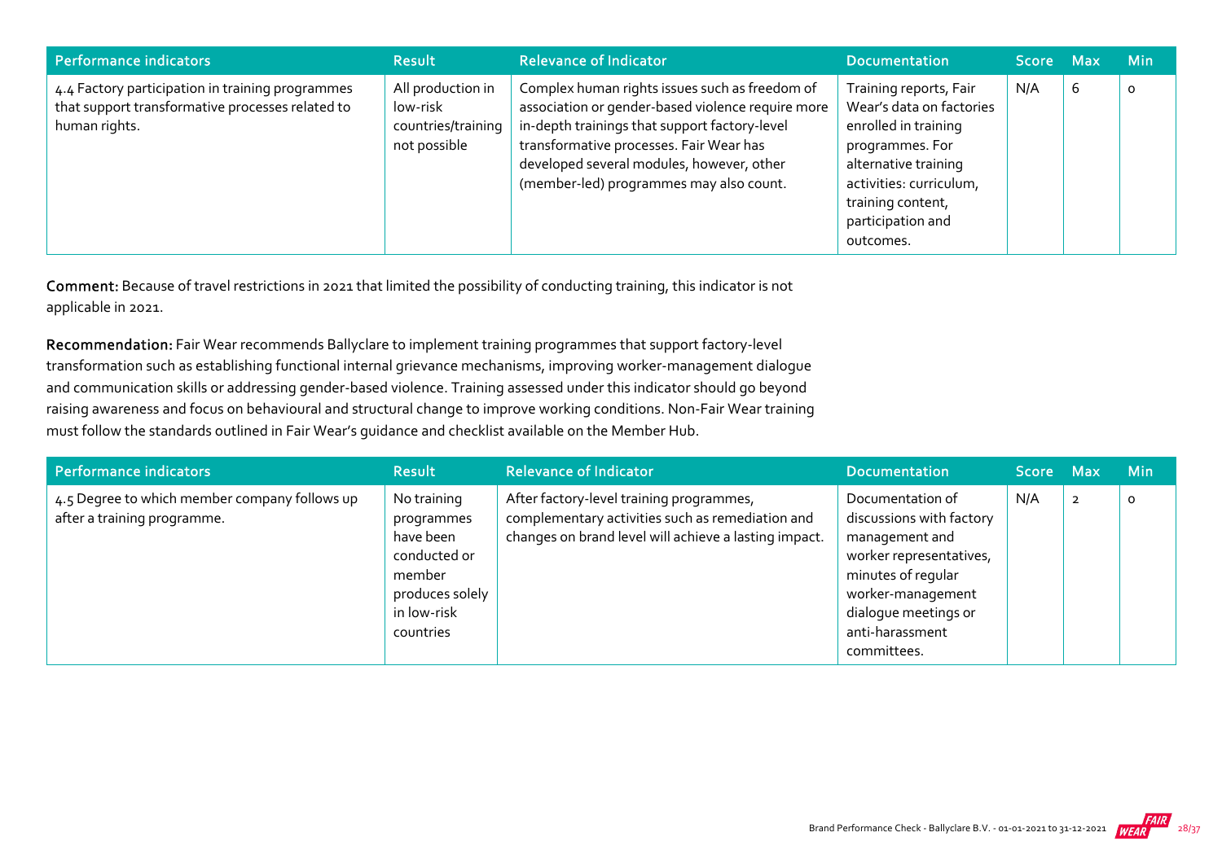| Performance indicators | Result | Relevance of Indicator | Documentation | Score | Max | Min |
| --- | --- | --- | --- | --- | --- | --- |
| 4.4 Factory participation in training programmes that support transformative processes related to human rights. | All production in low-risk countries/training not possible | Complex human rights issues such as freedom of association or gender-based violence require more in-depth trainings that support factory-level transformative processes. Fair Wear has developed several modules, however, other (member-led) programmes may also count. | Training reports, Fair Wear's data on factories enrolled in training programmes. For alternative training activities: curriculum, training content, participation and outcomes. | N/A | 6 | 0 |

**Comment:** Because of travel restrictions in 2021 that limited the possibility of conducting training, this indicator is not applicable in 2021.

**Recommendation:** Fair Wear recommends Ballyclare to implement training programmes that support factory-level transformation such as establishing functional internal grievance mechanisms, improving worker-management dialogue and communication skills or addressing gender-based violence. Training assessed under this indicator should go beyond raising awareness and focus on behavioural and structural change to improve working conditions. Non-Fair Wear training must follow the standards outlined in Fair Wear's guidance and checklist available on the Member Hub.

| Performance indicators | Result | Relevance of Indicator | Documentation | Score | Max | Min |
| --- | --- | --- | --- | --- | --- | --- |
| 4.5 Degree to which member company follows up after a training programme. | No training programmes have been conducted or member produces solely in low-risk countries | After factory-level training programmes, complementary activities such as remediation and changes on brand level will achieve a lasting impact. | Documentation of discussions with factory management and worker representatives, minutes of regular worker-management dialogue meetings or anti-harassment committees. | N/A | 2 | 0 |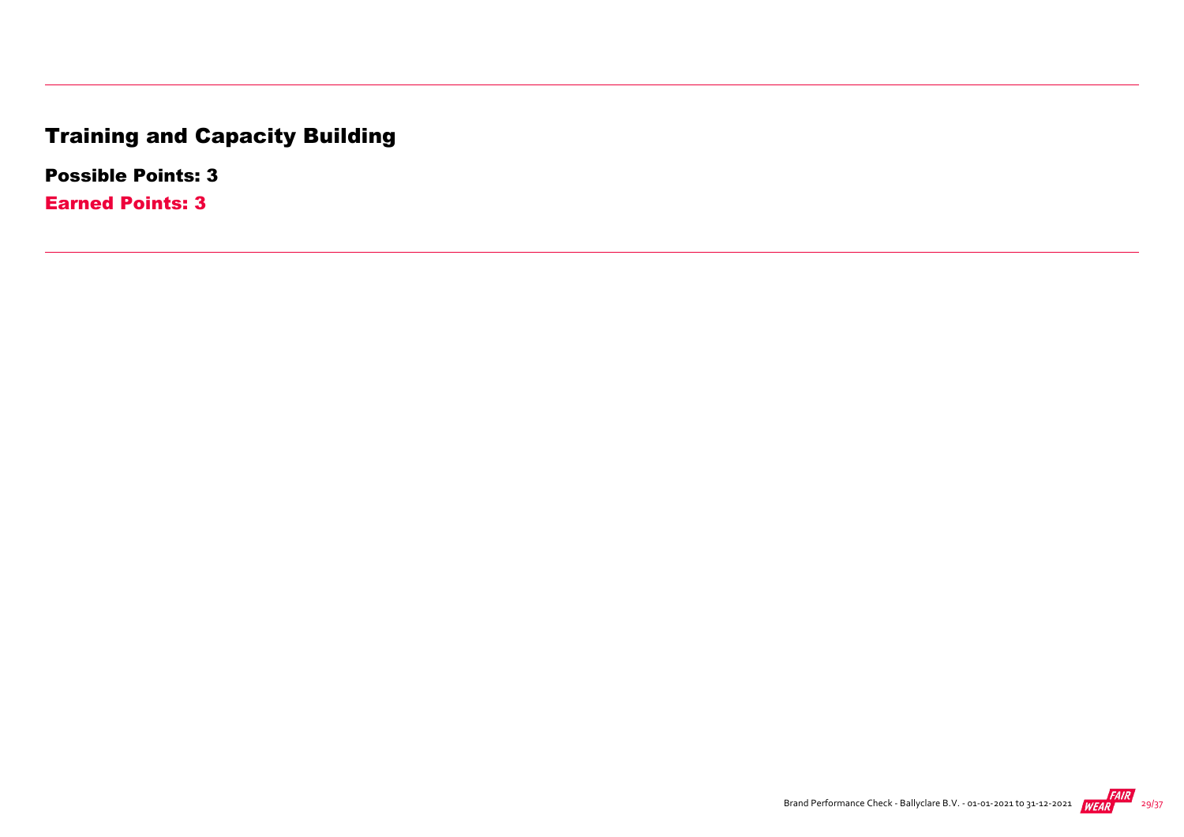# Training and Capacity Building

**Possible Points: 3**

**Earned Points: 3**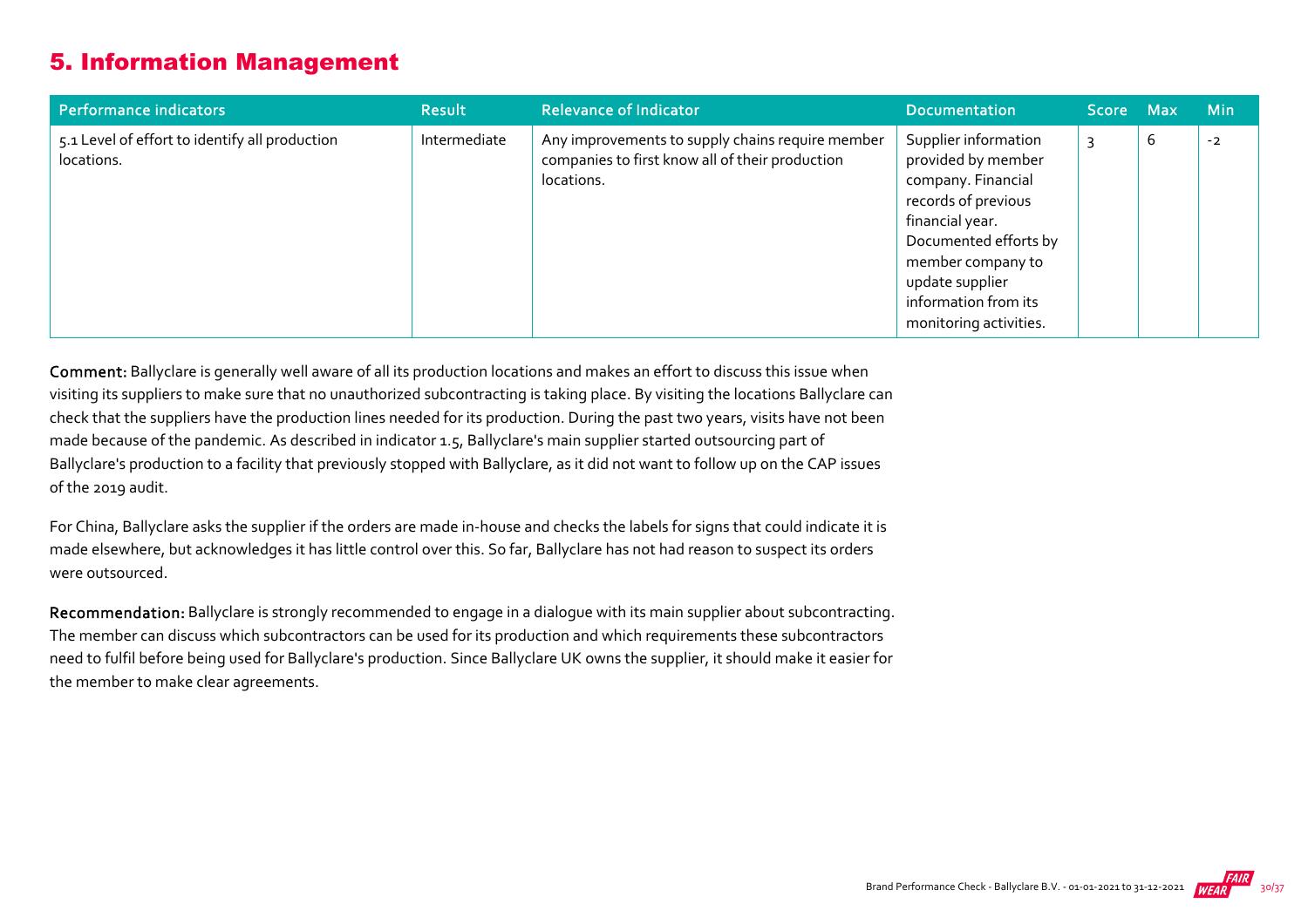## 5. Information Management

| Performance indicators | Result | Relevance of Indicator | Documentation | Score | Max | Min |
|---|---|---|---|---|---|---|
| 5.1 Level of effort to identify all production locations. | Intermediate | Any improvements to supply chains require member companies to first know all of their production locations. | Supplier information provided by member company. Financial records of previous financial year. Documented efforts by member company to update supplier information from its monitoring activities. | 3 | 6 | -2 |

**Comment:** Ballyclare is generally well aware of all its production locations and makes an effort to discuss this issue when visiting its suppliers to make sure that no unauthorized subcontracting is taking place. By visiting the locations Ballyclare can check that the suppliers have the production lines needed for its production. During the past two years, visits have not been made because of the pandemic. As described in indicator 1.5, Ballyclare's main supplier started outsourcing part of Ballyclare's production to a facility that previously stopped with Ballyclare, as it did not want to follow up on the CAP issues of the 2019 audit.

For China, Ballyclare asks the supplier if the orders are made in-house and checks the labels for signs that could indicate it is made elsewhere, but acknowledges it has little control over this. So far, Ballyclare has not had reason to suspect its orders were outsourced.

**Recommendation:** Ballyclare is strongly recommended to engage in a dialogue with its main supplier about subcontracting. The member can discuss which subcontractors can be used for its production and which requirements these subcontractors need to fulfil before being used for Ballyclare's production. Since Ballyclare UK owns the supplier, it should make it easier for the member to make clear agreements.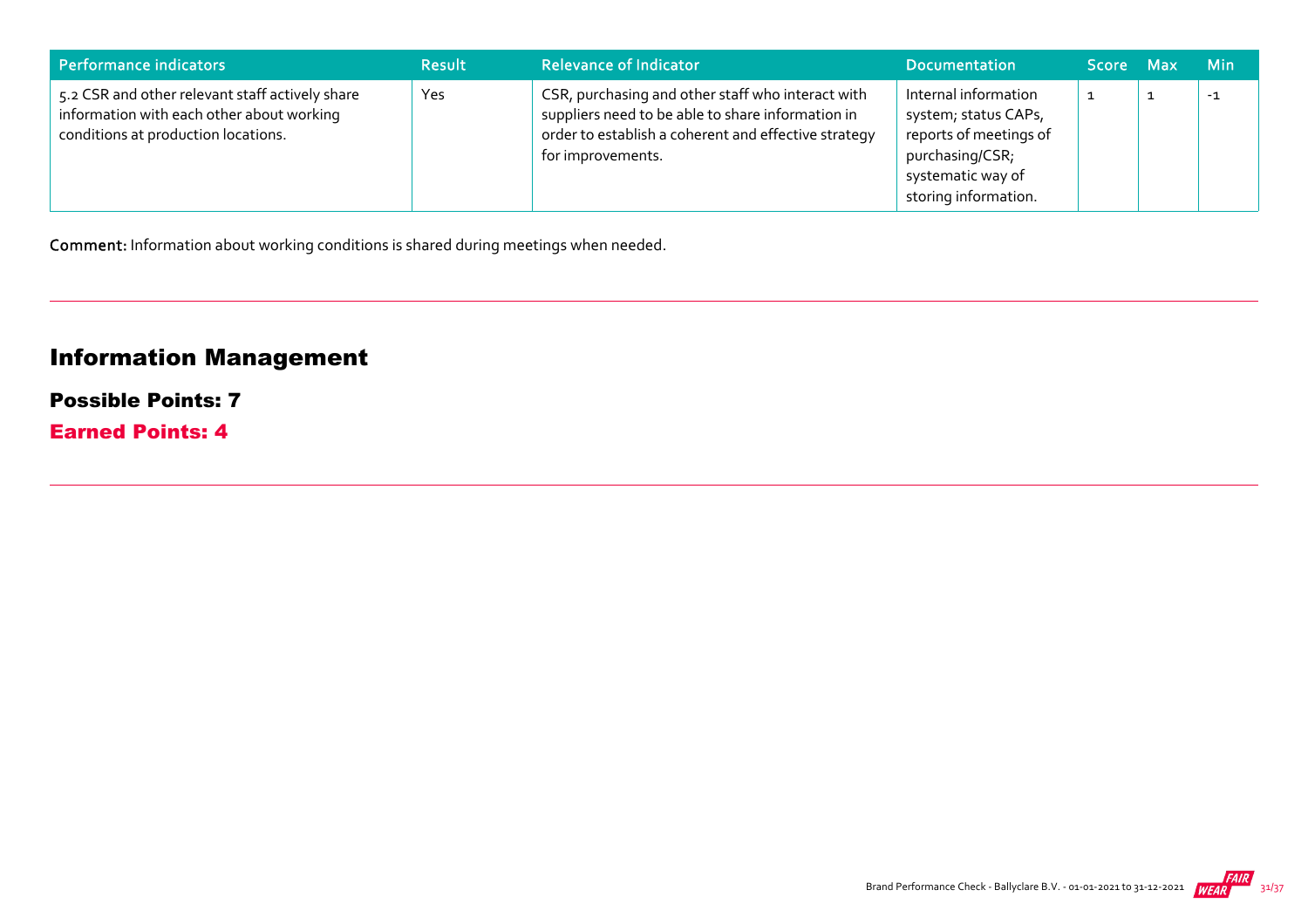| Performance indicators | Result | Relevance of Indicator | Documentation | Score | Max | Min |
|---|---|---|---|---|---|---|
| 5.2 CSR and other relevant staff actively share information with each other about working conditions at production locations. | Yes | CSR, purchasing and other staff who interact with suppliers need to be able to share information in order to establish a coherent and effective strategy for improvements. | Internal information system; status CAPs, reports of meetings of purchasing/CSR; systematic way of storing information. | 1 | 1 | -1 |

**Comment:** Information about working conditions is shared during meetings when needed.

## Information Management

### Possible Points: 7

### Earned Points: 4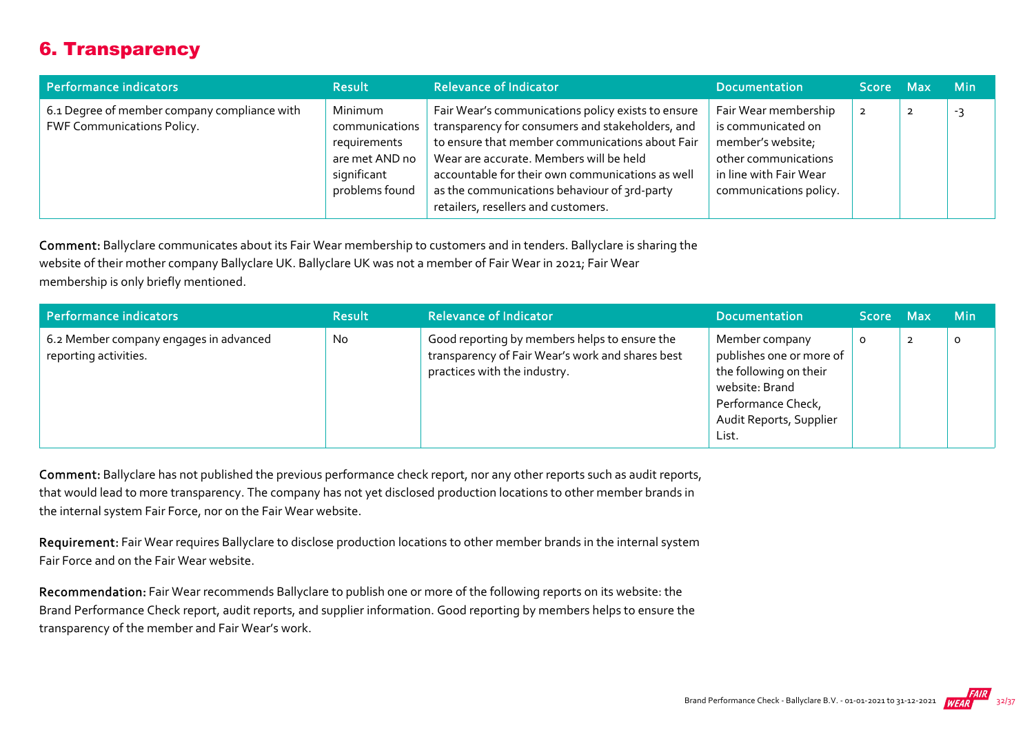## 6. Transparency

| Performance indicators | Result | Relevance of Indicator | Documentation | Score | Max | Min |
|---|---|---|---|---|---|---|
| 6.1 Degree of member company compliance with FWF Communications Policy. | Minimum communications requirements are met AND no significant problems found | Fair Wear's communications policy exists to ensure transparency for consumers and stakeholders, and to ensure that member communications about Fair Wear are accurate. Members will be held accountable for their own communications as well as the communications behaviour of 3rd-party retailers, resellers and customers. | Fair Wear membership is communicated on member's website; other communications in line with Fair Wear communications policy. | 2 | 2 | -3 |

**Comment:** Ballyclare communicates about its Fair Wear membership to customers and in tenders. Ballyclare is sharing the website of their mother company Ballyclare UK. Ballyclare UK was not a member of Fair Wear in 2021; Fair Wear membership is only briefly mentioned.

| Performance indicators | Result | Relevance of Indicator | Documentation | Score | Max | Min |
|---|---|---|---|---|---|---|
| 6.2 Member company engages in advanced reporting activities. | No | Good reporting by members helps to ensure the transparency of Fair Wear's work and shares best practices with the industry. | Member company publishes one or more of the following on their website: Brand Performance Check, Audit Reports, Supplier List. | 0 | 2 | 0 |

**Comment:** Ballyclare has not published the previous performance check report, nor any other reports such as audit reports, that would lead to more transparency. The company has not yet disclosed production locations to other member brands in the internal system Fair Force, nor on the Fair Wear website.

**Requirement:** Fair Wear requires Ballyclare to disclose production locations to other member brands in the internal system Fair Force and on the Fair Wear website.

**Recommendation:** Fair Wear recommends Ballyclare to publish one or more of the following reports on its website: the Brand Performance Check report, audit reports, and supplier information. Good reporting by members helps to ensure the transparency of the member and Fair Wear's work.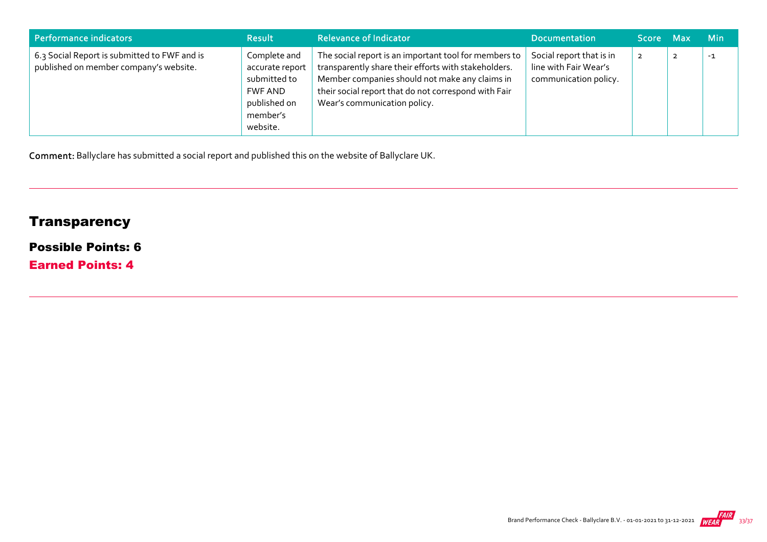| Performance indicators | Result | Relevance of Indicator | Documentation | Score | Max | Min |
|---|---|---|---|---|---|---|
| 6.3 Social Report is submitted to FWF and is published on member company's website. | Complete and accurate report submitted to FWF AND published on member's website. | The social report is an important tool for members to transparently share their efforts with stakeholders. Member companies should not make any claims in their social report that do not correspond with Fair Wear's communication policy. | Social report that is in line with Fair Wear's communication policy. | 2 | 2 | -1 |

**Comment:** Ballyclare has submitted a social report and published this on the website of Ballyclare UK.

## Transparency

### Possible Points: 6

### Earned Points: 4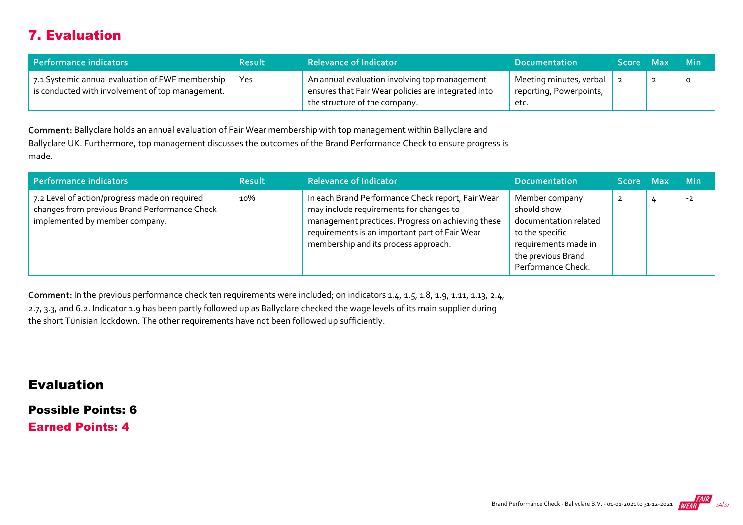## 7. Evaluation

| Performance indicators | Result | Relevance of Indicator | Documentation | Score | Max | Min |
|---|---|---|---|---|---|---|
| 7.1 Systemic annual evaluation of FWF membership is conducted with involvement of top management. | Yes | An annual evaluation involving top management ensures that Fair Wear policies are integrated into the structure of the company. | Meeting minutes, verbal reporting, Powerpoints, etc. | 2 | 2 | 0 |

**Comment:** Ballyclare holds an annual evaluation of Fair Wear membership with top management within Ballyclare and Ballyclare UK. Furthermore, top management discusses the outcomes of the Brand Performance Check to ensure progress is made.

| Performance indicators | Result | Relevance of Indicator | Documentation | Score | Max | Min |
|---|---|---|---|---|---|---|
| 7.2 Level of action/progress made on required changes from previous Brand Performance Check implemented by member company. | 10% | In each Brand Performance Check report, Fair Wear may include requirements for changes to management practices. Progress on achieving these requirements is an important part of Fair Wear membership and its process approach. | Member company should show documentation related to the specific requirements made in the previous Brand Performance Check. | 2 | 4 | -2 |

**Comment:** In the previous performance check ten requirements were included; on indicators 1.4, 1.5, 1.8, 1.9, 1.11, 1.13, 2.4, 2.7, 3.3, and 6.2. Indicator 1.9 has been partly followed up as Ballyclare checked the wage levels of its main supplier during the short Tunisian lockdown. The other requirements have not been followed up sufficiently.

## Evaluation

**Possible Points: 6**

**Earned Points: 4**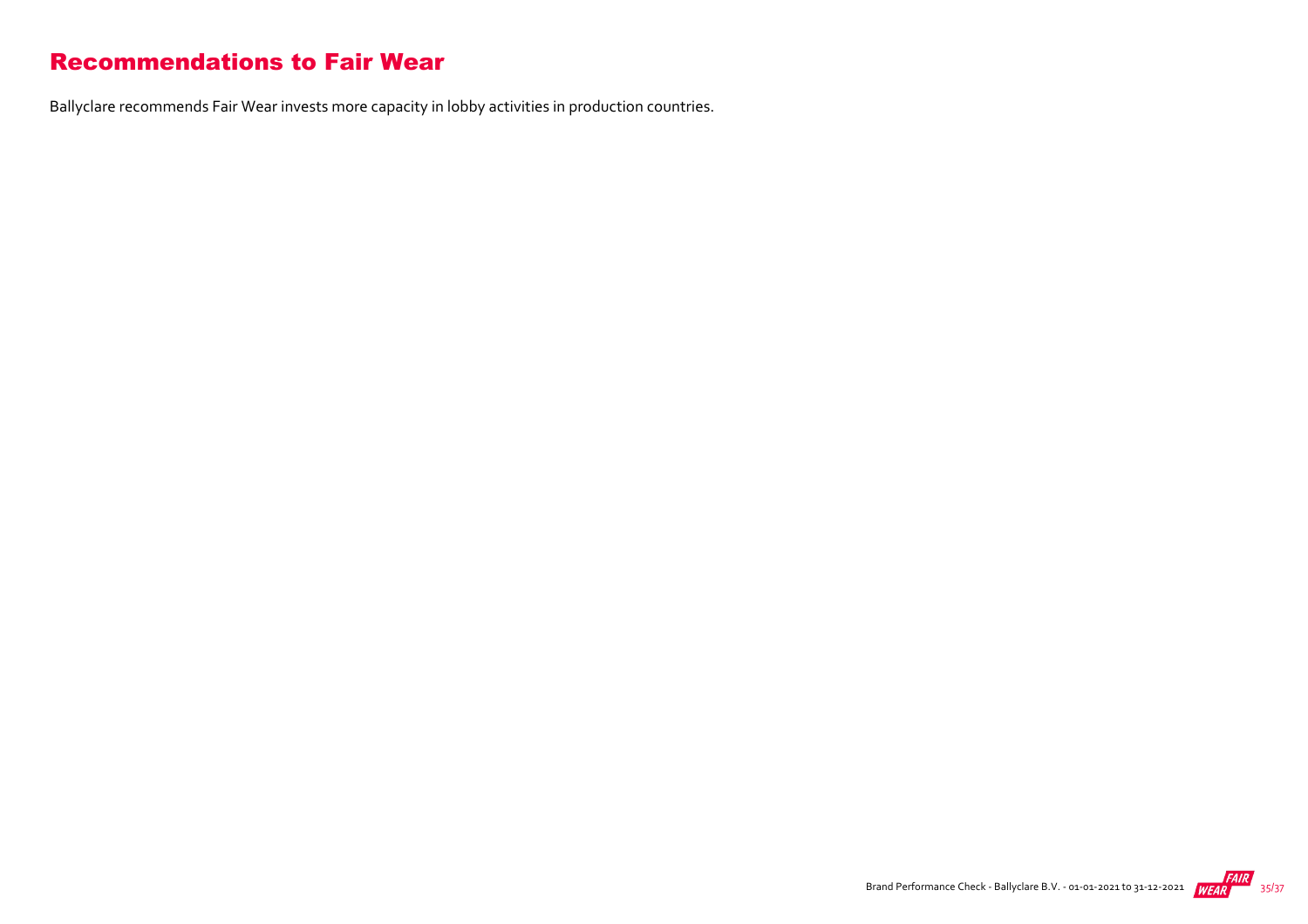# Recommendations to Fair Wear

Ballyclare recommends Fair Wear invests more capacity in lobby activities in production countries.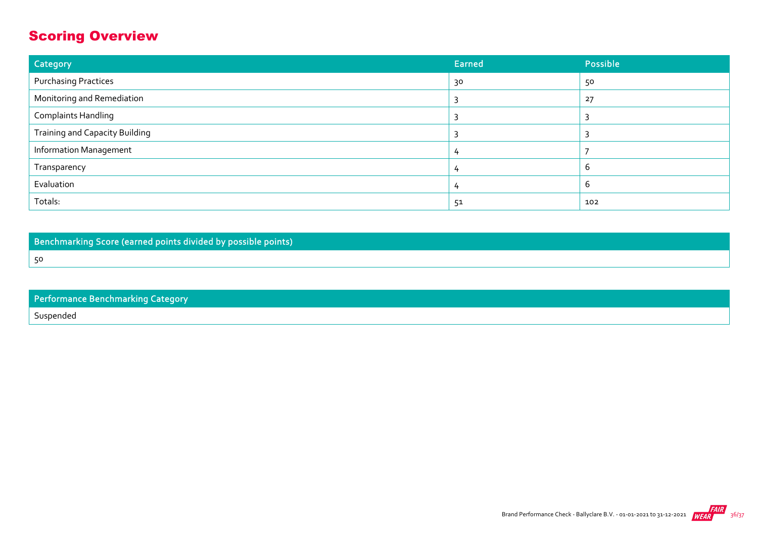## Scoring Overview

| Category | Earned | Possible |
|---|---|---|
| Purchasing Practices | 30 | 50 |
| Monitoring and Remediation | 3 | 27 |
| Complaints Handling | 3 | 3 |
| Training and Capacity Building | 3 | 3 |
| Information Management | 4 | 7 |
| Transparency | 4 | 6 |
| Evaluation | 4 | 6 |
| Totals: | 51 | 102 |

| Benchmarking Score (earned points divided by possible points) |
|---|
| 50 |

| Performance Benchmarking Category |
|---|
| Suspended |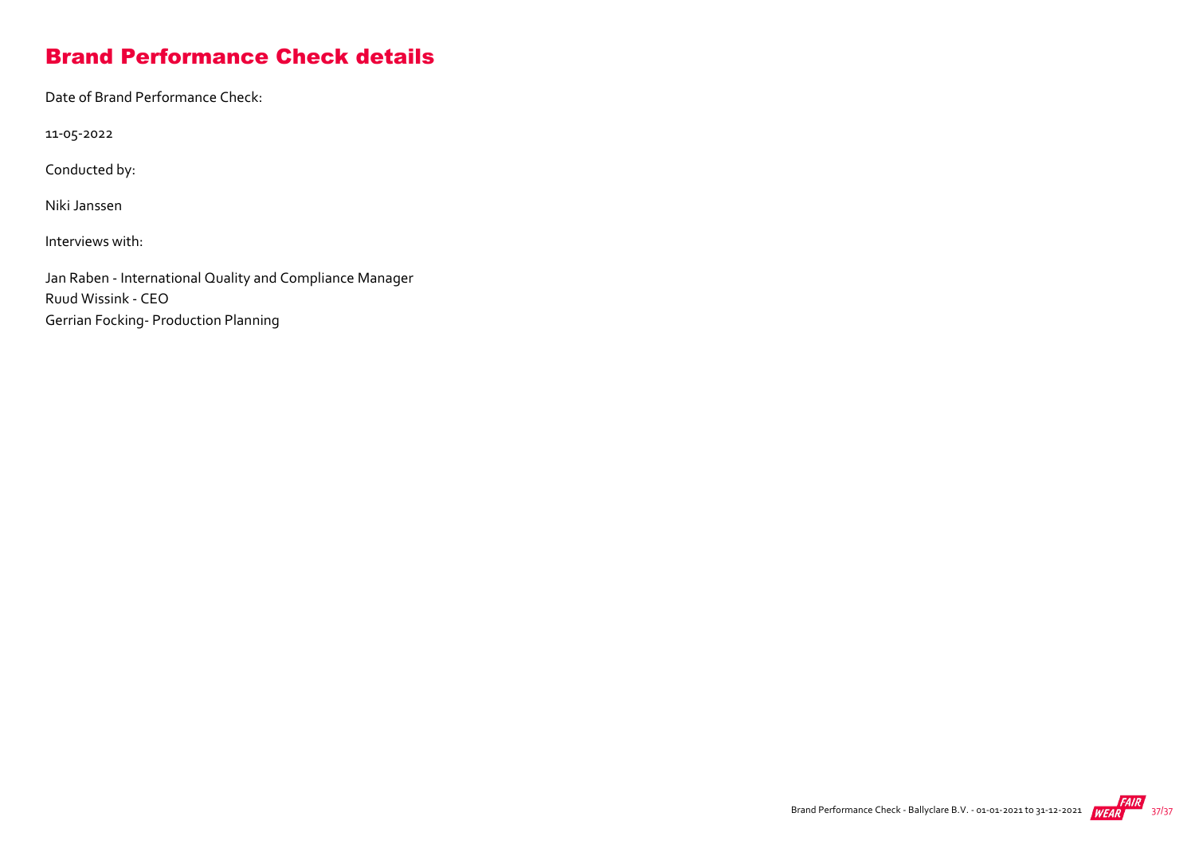## Brand Performance Check details

Date of Brand Performance Check:

11-05-2022

Conducted by:

Niki Janssen

Interviews with:

Jan Raben - International Quality and Compliance Manager
Ruud Wissink - CEO
Gerrian Focking- Production Planning